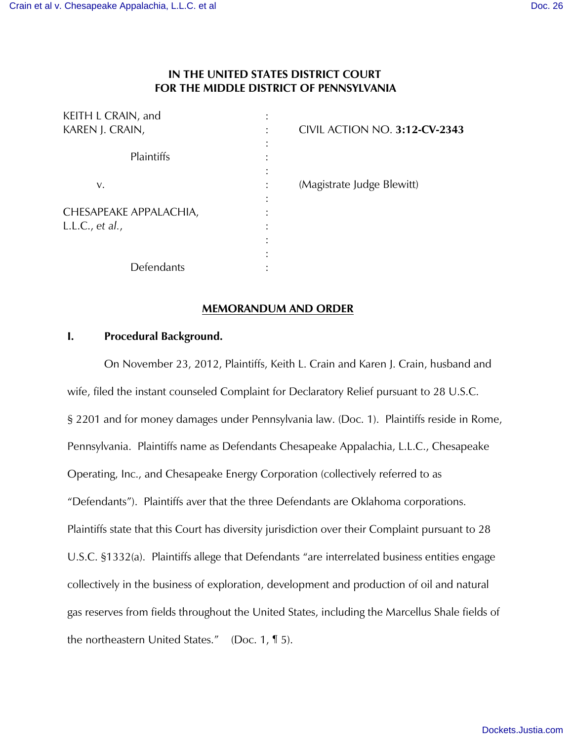**IN THE UNITED STATES DISTRICT COURT
FOR THE MIDDLE DISTRICT OF PENNSYLVANIA**

| | | |
|---|---|---|
| KEITH L CRAIN, and KAREN J. CRAIN, | : | CIVIL ACTION NO. **3:12-CV-2343** |
| Plaintiffs | : | |
| v. | : | (Magistrate Judge Blewitt) |
| CHESAPEAKE APPALACHIA, L.L.C., *et al.*, | : | |
| Defendants | : | |

**MEMORANDUM AND ORDER**

## I. Procedural Background.

On November 23, 2012, Plaintiffs, Keith L. Crain and Karen J. Crain, husband and wife, filed the instant counseled Complaint for Declaratory Relief pursuant to 28 U.S.C. § 2201 and for money damages under Pennsylvania law. (Doc. 1). Plaintiffs reside in Rome, Pennsylvania. Plaintiffs name as Defendants Chesapeake Appalachia, L.L.C., Chesapeake Operating, Inc., and Chesapeake Energy Corporation (collectively referred to as "Defendants"). Plaintiffs aver that the three Defendants are Oklahoma corporations. Plaintiffs state that this Court has diversity jurisdiction over their Complaint pursuant to 28 U.S.C. §1332(a). Plaintiffs allege that Defendants "are interrelated business entities engage collectively in the business of exploration, development and production of oil and natural gas reserves from fields throughout the United States, including the Marcellus Shale fields of the northeastern United States." (Doc. 1, ¶ 5).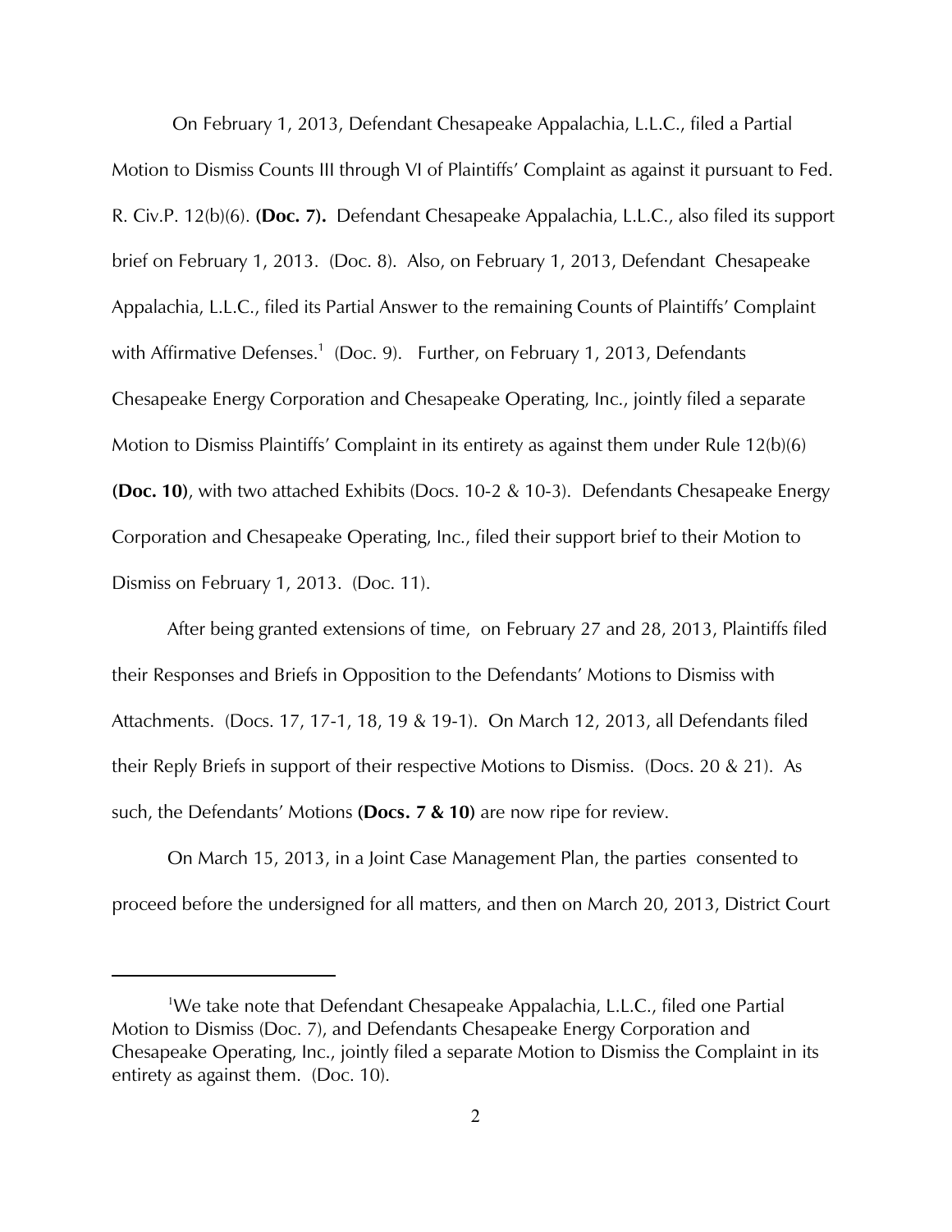On February 1, 2013, Defendant Chesapeake Appalachia, L.L.C., filed a Partial Motion to Dismiss Counts III through VI of Plaintiffs' Complaint as against it pursuant to Fed. R. Civ.P. 12(b)(6). **(Doc. 7).** Defendant Chesapeake Appalachia, L.L.C., also filed its support brief on February 1, 2013. (Doc. 8). Also, on February 1, 2013, Defendant Chesapeake Appalachia, L.L.C., filed its Partial Answer to the remaining Counts of Plaintiffs' Complaint with Affirmative Defenses.[1] (Doc. 9). Further, on February 1, 2013, Defendants Chesapeake Energy Corporation and Chesapeake Operating, Inc., jointly filed a separate Motion to Dismiss Plaintiffs' Complaint in its entirety as against them under Rule 12(b)(6) **(Doc. 10)**, with two attached Exhibits (Docs. 10-2 & 10-3). Defendants Chesapeake Energy Corporation and Chesapeake Operating, Inc., filed their support brief to their Motion to Dismiss on February 1, 2013. (Doc. 11).

After being granted extensions of time, on February 27 and 28, 2013, Plaintiffs filed their Responses and Briefs in Opposition to the Defendants' Motions to Dismiss with Attachments. (Docs. 17, 17-1, 18, 19 & 19-1). On March 12, 2013, all Defendants filed their Reply Briefs in support of their respective Motions to Dismiss. (Docs. 20 & 21). As such, the Defendants' Motions **(Docs. 7 & 10)** are now ripe for review.

On March 15, 2013, in a Joint Case Management Plan, the parties consented to proceed before the undersigned for all matters, and then on March 20, 2013, District Court

[1] We take note that Defendant Chesapeake Appalachia, L.L.C., filed one Partial Motion to Dismiss (Doc. 7), and Defendants Chesapeake Energy Corporation and Chesapeake Operating, Inc., jointly filed a separate Motion to Dismiss the Complaint in its entirety as against them. (Doc. 10).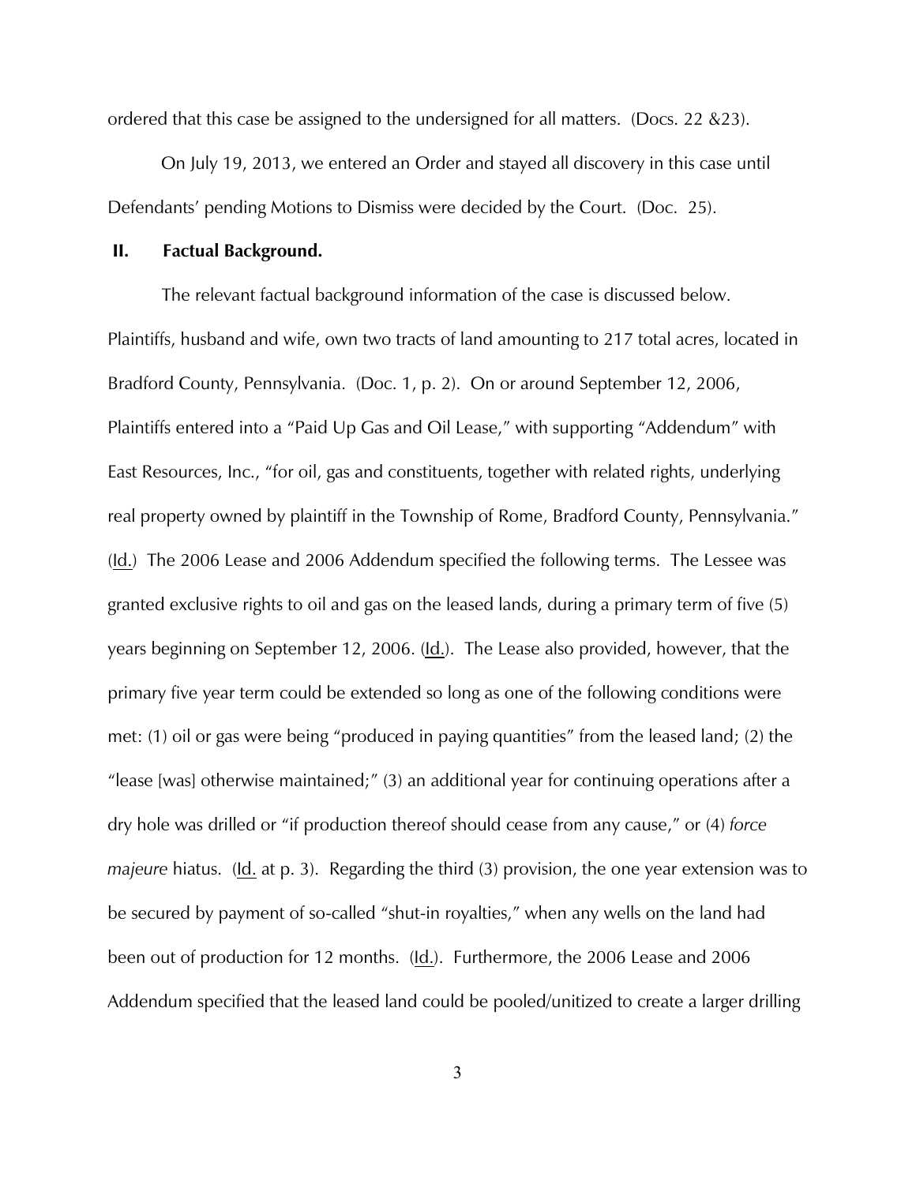ordered that this case be assigned to the undersigned for all matters. (Docs. 22 &23).

On July 19, 2013, we entered an Order and stayed all discovery in this case until Defendants' pending Motions to Dismiss were decided by the Court. (Doc. 25).

## II. Factual Background.

The relevant factual background information of the case is discussed below. Plaintiffs, husband and wife, own two tracts of land amounting to 217 total acres, located in Bradford County, Pennsylvania. (Doc. 1, p. 2). On or around September 12, 2006, Plaintiffs entered into a "Paid Up Gas and Oil Lease," with supporting "Addendum" with East Resources, Inc., "for oil, gas and constituents, together with related rights, underlying real property owned by plaintiff in the Township of Rome, Bradford County, Pennsylvania." (Id.) The 2006 Lease and 2006 Addendum specified the following terms. The Lessee was granted exclusive rights to oil and gas on the leased lands, during a primary term of five (5) years beginning on September 12, 2006. (Id.). The Lease also provided, however, that the primary five year term could be extended so long as one of the following conditions were met: (1) oil or gas were being "produced in paying quantities" from the leased land; (2) the "lease [was] otherwise maintained;" (3) an additional year for continuing operations after a dry hole was drilled or "if production thereof should cease from any cause," or (4) *force majeure* hiatus. (Id. at p. 3). Regarding the third (3) provision, the one year extension was to be secured by payment of so-called "shut-in royalties," when any wells on the land had been out of production for 12 months. (Id.). Furthermore, the 2006 Lease and 2006 Addendum specified that the leased land could be pooled/unitized to create a larger drilling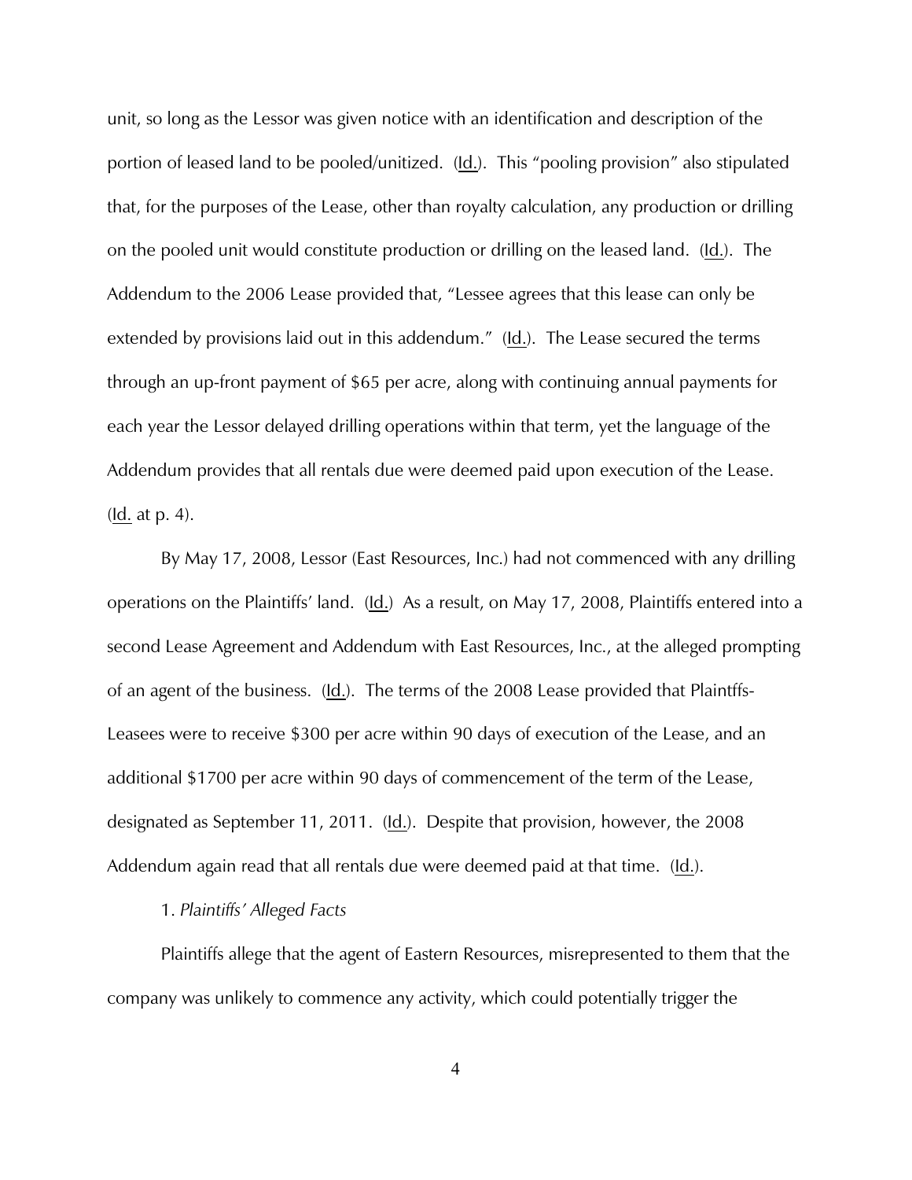unit, so long as the Lessor was given notice with an identification and description of the portion of leased land to be pooled/unitized. (Id.). This "pooling provision" also stipulated that, for the purposes of the Lease, other than royalty calculation, any production or drilling on the pooled unit would constitute production or drilling on the leased land. (Id.). The Addendum to the 2006 Lease provided that, "Lessee agrees that this lease can only be extended by provisions laid out in this addendum." (Id.). The Lease secured the terms through an up-front payment of $65 per acre, along with continuing annual payments for each year the Lessor delayed drilling operations within that term, yet the language of the Addendum provides that all rentals due were deemed paid upon execution of the Lease. (Id. at p. 4).

By May 17, 2008, Lessor (East Resources, Inc.) had not commenced with any drilling operations on the Plaintiffs' land. (Id.) As a result, on May 17, 2008, Plaintiffs entered into a second Lease Agreement and Addendum with East Resources, Inc., at the alleged prompting of an agent of the business. (Id.). The terms of the 2008 Lease provided that Plaintffs-Leasees were to receive $300 per acre within 90 days of execution of the Lease, and an additional $1700 per acre within 90 days of commencement of the term of the Lease, designated as September 11, 2011. (Id.). Despite that provision, however, the 2008 Addendum again read that all rentals due were deemed paid at that time. (Id.).

1. *Plaintiffs' Alleged Facts*

Plaintiffs allege that the agent of Eastern Resources, misrepresented to them that the company was unlikely to commence any activity, which could potentially trigger the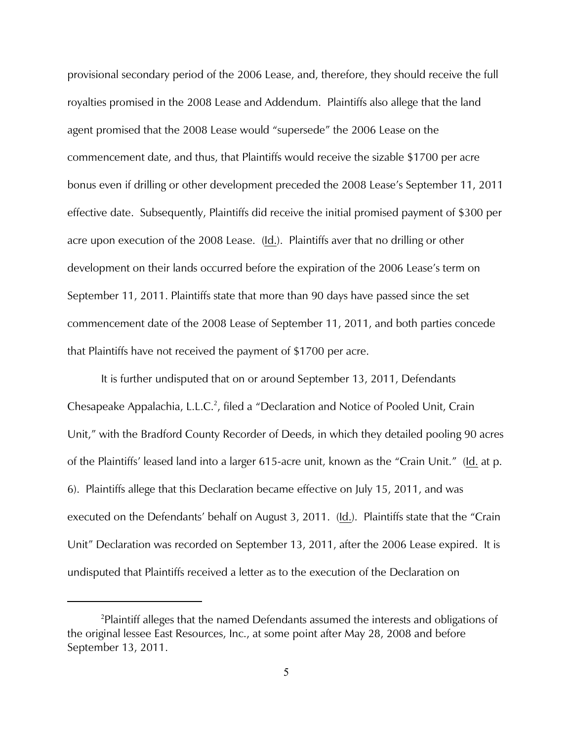provisional secondary period of the 2006 Lease, and, therefore, they should receive the full royalties promised in the 2008 Lease and Addendum. Plaintiffs also allege that the land agent promised that the 2008 Lease would "supersede" the 2006 Lease on the commencement date, and thus, that Plaintiffs would receive the sizable $1700 per acre bonus even if drilling or other development preceded the 2008 Lease's September 11, 2011 effective date. Subsequently, Plaintiffs did receive the initial promised payment of $300 per acre upon execution of the 2008 Lease. (Id.). Plaintiffs aver that no drilling or other development on their lands occurred before the expiration of the 2006 Lease's term on September 11, 2011. Plaintiffs state that more than 90 days have passed since the set commencement date of the 2008 Lease of September 11, 2011, and both parties concede that Plaintiffs have not received the payment of $1700 per acre.

It is further undisputed that on or around September 13, 2011, Defendants Chesapeake Appalachia, L.L.C.[2], filed a "Declaration and Notice of Pooled Unit, Crain Unit," with the Bradford County Recorder of Deeds, in which they detailed pooling 90 acres of the Plaintiffs' leased land into a larger 615-acre unit, known as the "Crain Unit." (Id. at p. 6). Plaintiffs allege that this Declaration became effective on July 15, 2011, and was executed on the Defendants' behalf on August 3, 2011. (Id.). Plaintiffs state that the "Crain Unit" Declaration was recorded on September 13, 2011, after the 2006 Lease expired. It is undisputed that Plaintiffs received a letter as to the execution of the Declaration on

[2]Plaintiff alleges that the named Defendants assumed the interests and obligations of the original lessee East Resources, Inc., at some point after May 28, 2008 and before September 13, 2011.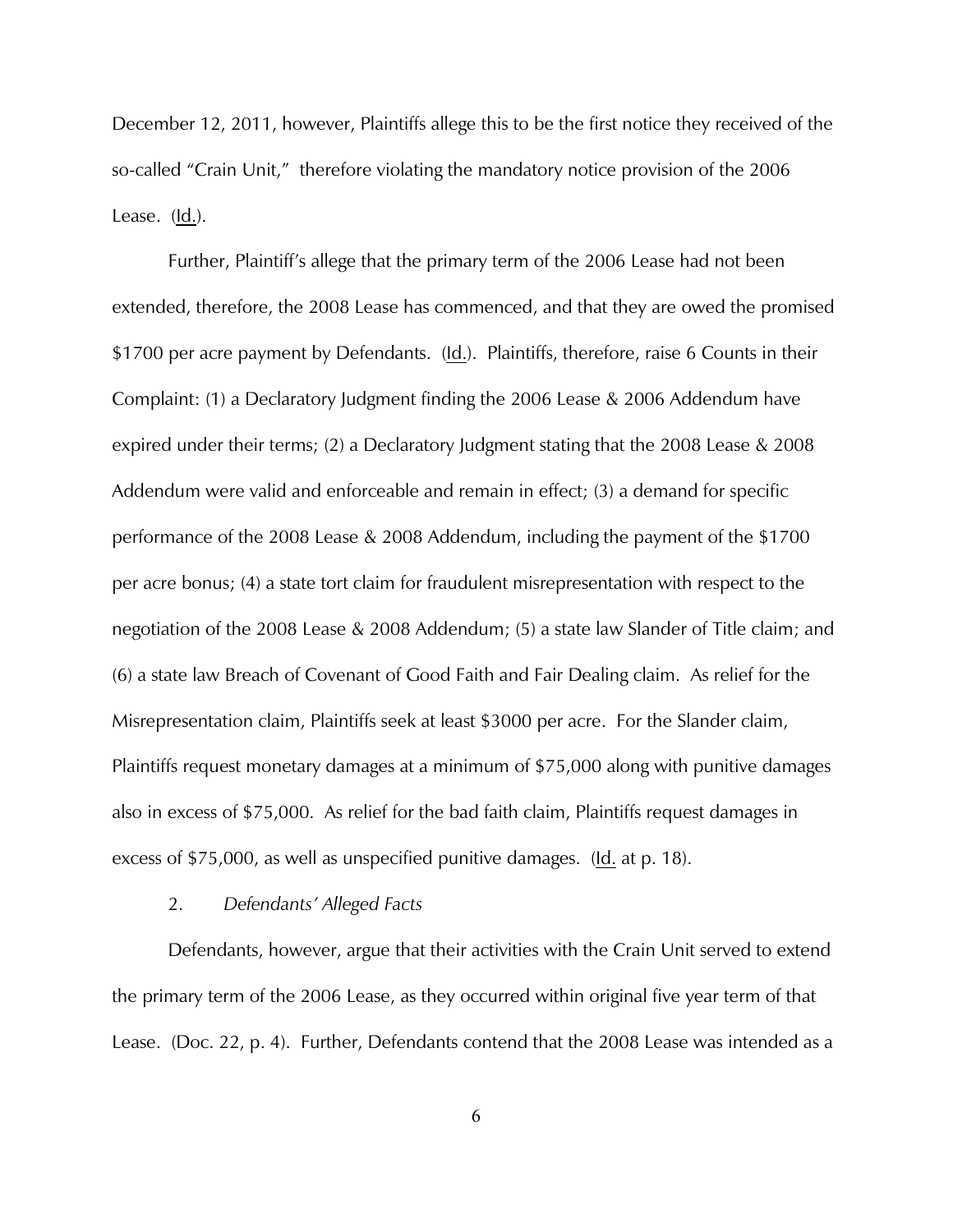December 12, 2011, however, Plaintiffs allege this to be the first notice they received of the so-called "Crain Unit," therefore violating the mandatory notice provision of the 2006 Lease. (Id.).

Further, Plaintiff's allege that the primary term of the 2006 Lease had not been extended, therefore, the 2008 Lease has commenced, and that they are owed the promised $1700 per acre payment by Defendants. (Id.). Plaintiffs, therefore, raise 6 Counts in their Complaint: (1) a Declaratory Judgment finding the 2006 Lease & 2006 Addendum have expired under their terms; (2) a Declaratory Judgment stating that the 2008 Lease & 2008 Addendum were valid and enforceable and remain in effect; (3) a demand for specific performance of the 2008 Lease & 2008 Addendum, including the payment of the $1700 per acre bonus; (4) a state tort claim for fraudulent misrepresentation with respect to the negotiation of the 2008 Lease & 2008 Addendum; (5) a state law Slander of Title claim; and (6) a state law Breach of Covenant of Good Faith and Fair Dealing claim. As relief for the Misrepresentation claim, Plaintiffs seek at least $3000 per acre. For the Slander claim, Plaintiffs request monetary damages at a minimum of $75,000 along with punitive damages also in excess of $75,000. As relief for the bad faith claim, Plaintiffs request damages in excess of $75,000, as well as unspecified punitive damages. (Id. at p. 18).

2. *Defendants' Alleged Facts*

Defendants, however, argue that their activities with the Crain Unit served to extend the primary term of the 2006 Lease, as they occurred within original five year term of that Lease. (Doc. 22, p. 4). Further, Defendants contend that the 2008 Lease was intended as a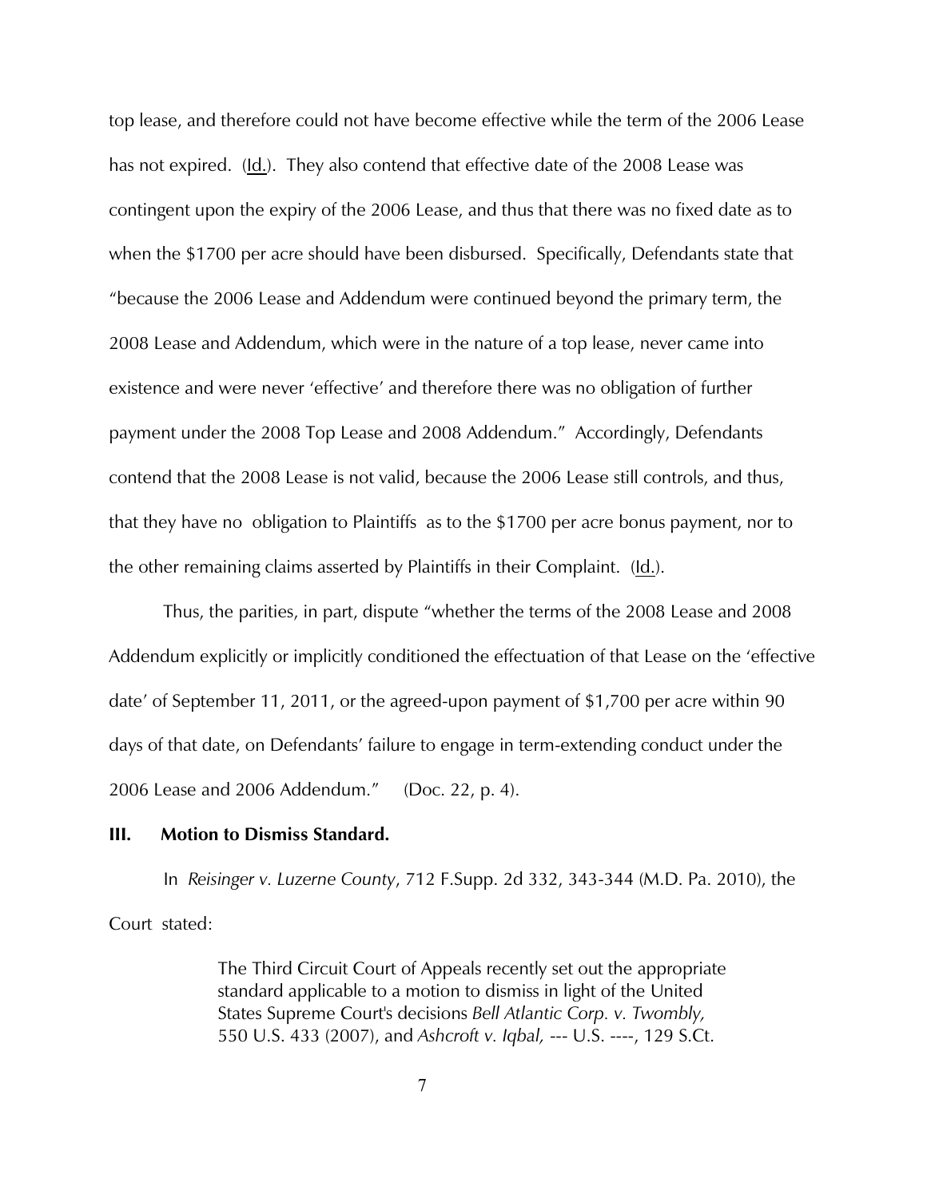top lease, and therefore could not have become effective while the term of the 2006 Lease has not expired. (Id.). They also contend that effective date of the 2008 Lease was contingent upon the expiry of the 2006 Lease, and thus that there was no fixed date as to when the $1700 per acre should have been disbursed. Specifically, Defendants state that "because the 2006 Lease and Addendum were continued beyond the primary term, the 2008 Lease and Addendum, which were in the nature of a top lease, never came into existence and were never 'effective' and therefore there was no obligation of further payment under the 2008 Top Lease and 2008 Addendum." Accordingly, Defendants contend that the 2008 Lease is not valid, because the 2006 Lease still controls, and thus, that they have no obligation to Plaintiffs as to the $1700 per acre bonus payment, nor to the other remaining claims asserted by Plaintiffs in their Complaint. (Id.).

Thus, the parities, in part, dispute "whether the terms of the 2008 Lease and 2008 Addendum explicitly or implicitly conditioned the effectuation of that Lease on the 'effective date' of September 11, 2011, or the agreed-upon payment of $1,700 per acre within 90 days of that date, on Defendants' failure to engage in term-extending conduct under the 2006 Lease and 2006 Addendum." (Doc. 22, p. 4).

## III. Motion to Dismiss Standard.

In *Reisinger v. Luzerne County*, 712 F.Supp. 2d 332, 343-344 (M.D. Pa. 2010), the Court stated:

> The Third Circuit Court of Appeals recently set out the appropriate standard applicable to a motion to dismiss in light of the United States Supreme Court's decisions *Bell Atlantic Corp. v. Twombly,* 550 U.S. 433 (2007), and *Ashcroft v. Iqbal,* --- U.S. ----, 129 S.Ct.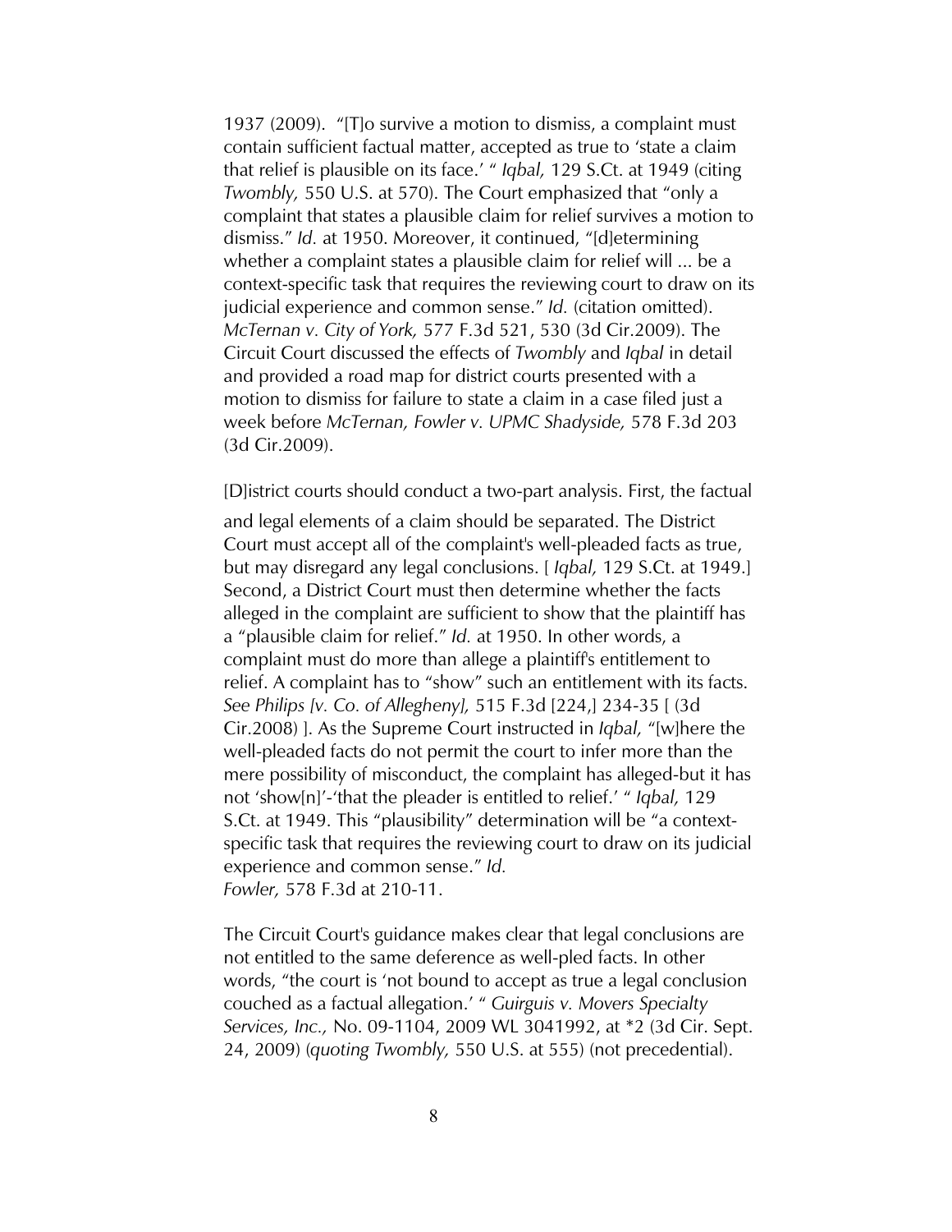1937 (2009). "[T]o survive a motion to dismiss, a complaint must contain sufficient factual matter, accepted as true to 'state a claim that relief is plausible on its face.' " *Iqbal,* 129 S.Ct. at 1949 (citing *Twombly,* 550 U.S. at 570). The Court emphasized that "only a complaint that states a plausible claim for relief survives a motion to dismiss." *Id.* at 1950. Moreover, it continued, "[d]etermining whether a complaint states a plausible claim for relief will ... be a context-specific task that requires the reviewing court to draw on its judicial experience and common sense." *Id.* (citation omitted). *McTernan v. City of York,* 577 F.3d 521, 530 (3d Cir.2009). The Circuit Court discussed the effects of *Twombly* and *Iqbal* in detail and provided a road map for district courts presented with a motion to dismiss for failure to state a claim in a case filed just a week before *McTernan, Fowler v. UPMC Shadyside,* 578 F.3d 203 (3d Cir.2009).

[D]istrict courts should conduct a two-part analysis. First, the factual and legal elements of a claim should be separated. The District Court must accept all of the complaint's well-pleaded facts as true, but may disregard any legal conclusions. [ *Iqbal,* 129 S.Ct. at 1949.] Second, a District Court must then determine whether the facts alleged in the complaint are sufficient to show that the plaintiff has a "plausible claim for relief." *Id.* at 1950. In other words, a complaint must do more than allege a plaintiff's entitlement to relief. A complaint has to "show" such an entitlement with its facts. *See Philips [v. Co. of Allegheny],* 515 F.3d [224,] 234-35 [ (3d Cir.2008) ]. As the Supreme Court instructed in *Iqbal,* "[w]here the well-pleaded facts do not permit the court to infer more than the mere possibility of misconduct, the complaint has alleged-but it has not 'show[n]'-'that the pleader is entitled to relief.' " *Iqbal,* 129 S.Ct. at 1949. This "plausibility" determination will be "a context-specific task that requires the reviewing court to draw on its judicial experience and common sense." *Id.*
*Fowler,* 578 F.3d at 210-11.

The Circuit Court's guidance makes clear that legal conclusions are not entitled to the same deference as well-pled facts. In other words, "the court is 'not bound to accept as true a legal conclusion couched as a factual allegation.' " *Guirguis v. Movers Specialty Services, Inc.,* No. 09-1104, 2009 WL 3041992, at *2 (3d Cir. Sept. 24, 2009) (*quoting Twombly,* 550 U.S. at 555) (not precedential).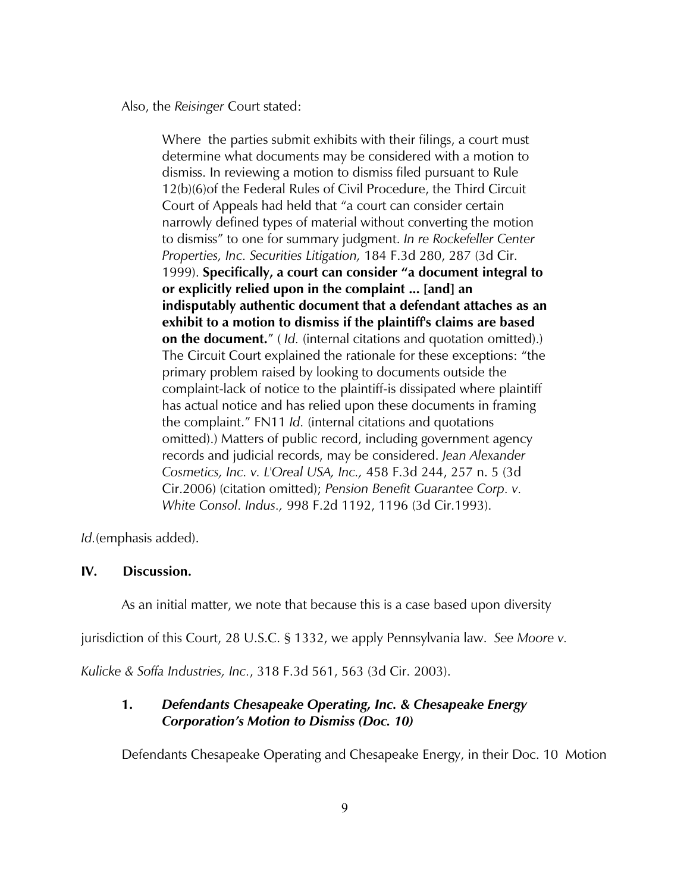Also, the *Reisinger* Court stated:

> Where the parties submit exhibits with their filings, a court must determine what documents may be considered with a motion to dismiss. In reviewing a motion to dismiss filed pursuant to Rule 12(b)(6)of the Federal Rules of Civil Procedure, the Third Circuit Court of Appeals had held that "a court can consider certain narrowly defined types of material without converting the motion to dismiss" to one for summary judgment. *In re Rockefeller Center Properties, Inc. Securities Litigation,* 184 F.3d 280, 287 (3d Cir. 1999). **Specifically, a court can consider "a document integral to or explicitly relied upon in the complaint ... [and] an indisputably authentic document that a defendant attaches as an exhibit to a motion to dismiss if the plaintiff's claims are based on the document."** ( *Id.* (internal citations and quotation omitted).) The Circuit Court explained the rationale for these exceptions: "the primary problem raised by looking to documents outside the complaint-lack of notice to the plaintiff-is dissipated where plaintiff has actual notice and has relied upon these documents in framing the complaint." FN11 *Id.* (internal citations and quotations omitted).) Matters of public record, including government agency records and judicial records, may be considered. *Jean Alexander Cosmetics, Inc. v. L'Oreal USA, Inc.,* 458 F.3d 244, 257 n. 5 (3d Cir.2006) (citation omitted); *Pension Benefit Guarantee Corp. v. White Consol. Indus.,* 998 F.2d 1192, 1196 (3d Cir.1993).

*Id.*(emphasis added).

## IV. Discussion.

As an initial matter, we note that because this is a case based upon diversity jurisdiction of this Court, 28 U.S.C. § 1332, we apply Pennsylvania law. *See Moore v. Kulicke & Soffa Industries, Inc.*, 318 F.3d 561, 563 (3d Cir. 2003).

### 1. *Defendants Chesapeake Operating, Inc. & Chesapeake Energy Corporation's Motion to Dismiss (Doc. 10)*

Defendants Chesapeake Operating and Chesapeake Energy, in their Doc. 10 Motion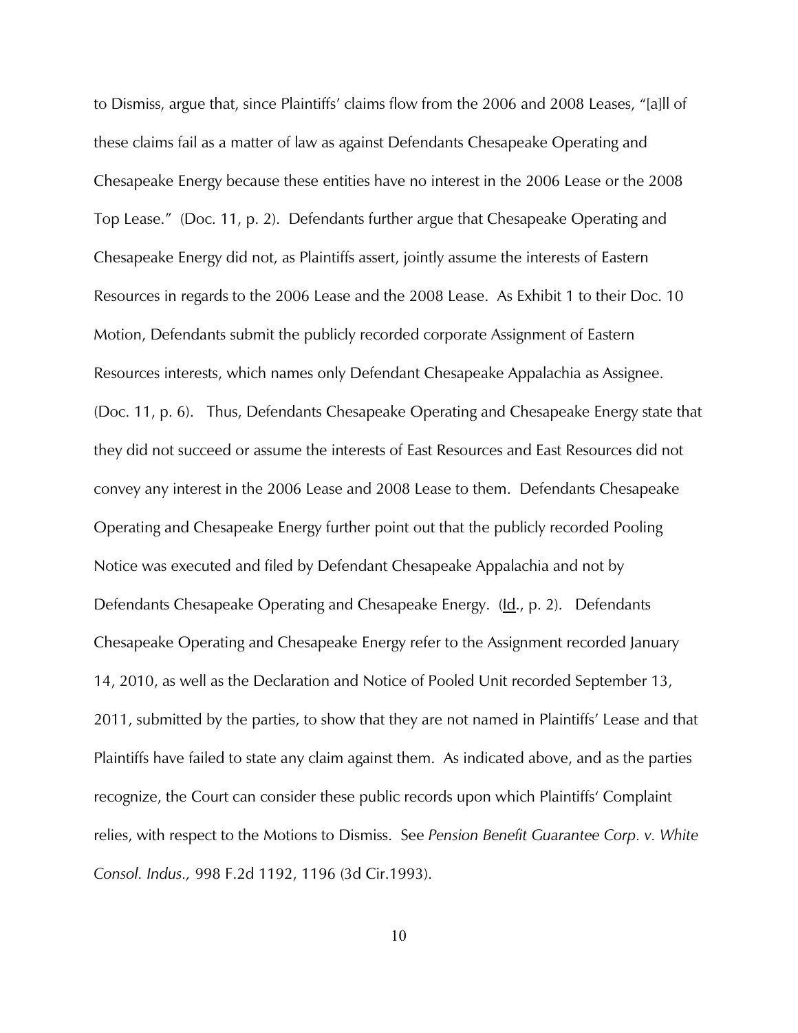to Dismiss, argue that, since Plaintiffs' claims flow from the 2006 and 2008 Leases, "[a]ll of these claims fail as a matter of law as against Defendants Chesapeake Operating and Chesapeake Energy because these entities have no interest in the 2006 Lease or the 2008 Top Lease." (Doc. 11, p. 2). Defendants further argue that Chesapeake Operating and Chesapeake Energy did not, as Plaintiffs assert, jointly assume the interests of Eastern Resources in regards to the 2006 Lease and the 2008 Lease. As Exhibit 1 to their Doc. 10 Motion, Defendants submit the publicly recorded corporate Assignment of Eastern Resources interests, which names only Defendant Chesapeake Appalachia as Assignee. (Doc. 11, p. 6). Thus, Defendants Chesapeake Operating and Chesapeake Energy state that they did not succeed or assume the interests of East Resources and East Resources did not convey any interest in the 2006 Lease and 2008 Lease to them. Defendants Chesapeake Operating and Chesapeake Energy further point out that the publicly recorded Pooling Notice was executed and filed by Defendant Chesapeake Appalachia and not by Defendants Chesapeake Operating and Chesapeake Energy. (Id., p. 2). Defendants Chesapeake Operating and Chesapeake Energy refer to the Assignment recorded January 14, 2010, as well as the Declaration and Notice of Pooled Unit recorded September 13, 2011, submitted by the parties, to show that they are not named in Plaintiffs' Lease and that Plaintiffs have failed to state any claim against them. As indicated above, and as the parties recognize, the Court can consider these public records upon which Plaintiffs' Complaint relies, with respect to the Motions to Dismiss. See *Pension Benefit Guarantee Corp. v. White Consol. Indus.,* 998 F.2d 1192, 1196 (3d Cir.1993).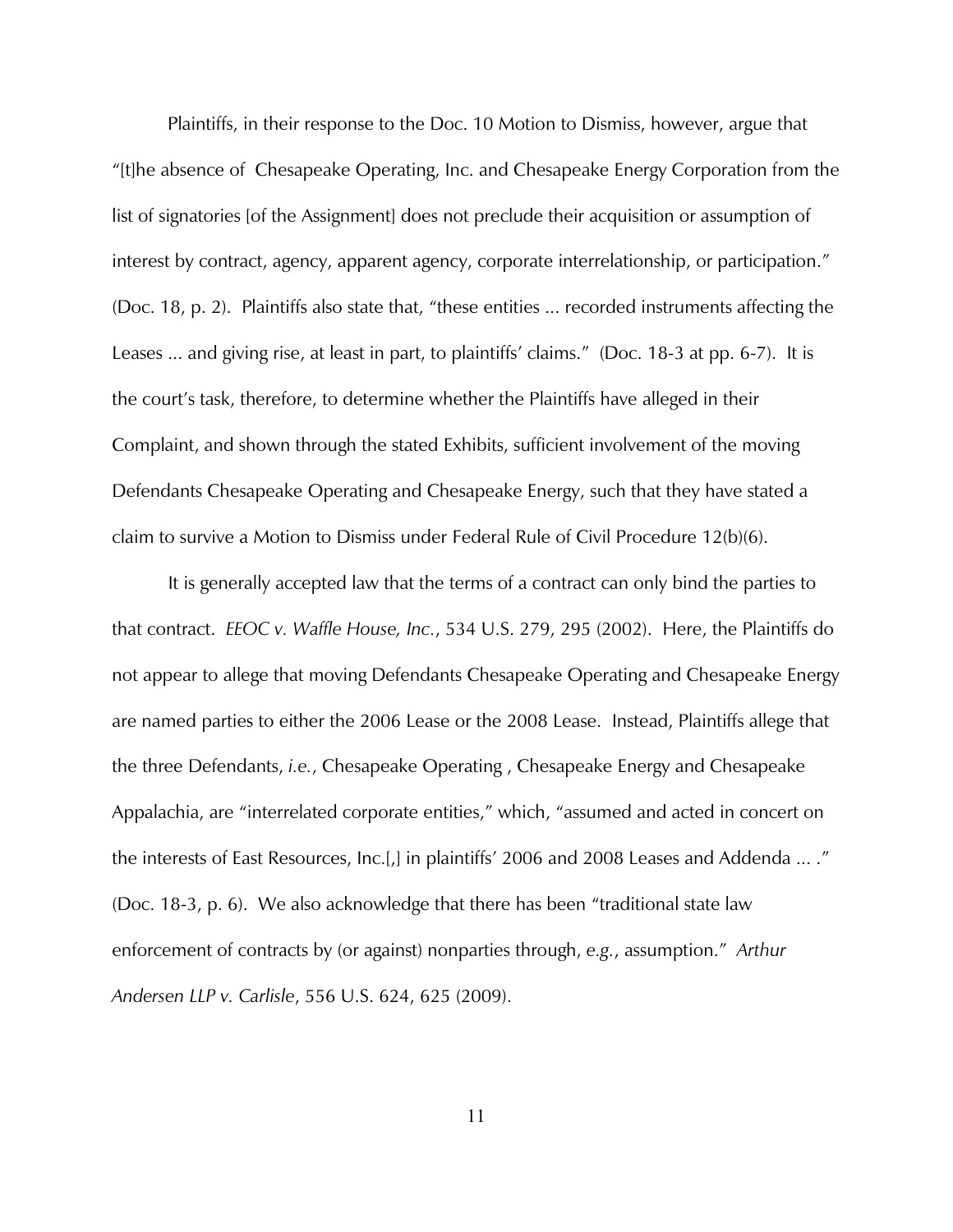Plaintiffs, in their response to the Doc. 10 Motion to Dismiss, however, argue that "[t]he absence of Chesapeake Operating, Inc. and Chesapeake Energy Corporation from the list of signatories [of the Assignment] does not preclude their acquisition or assumption of interest by contract, agency, apparent agency, corporate interrelationship, or participation." (Doc. 18, p. 2). Plaintiffs also state that, "these entities ... recorded instruments affecting the Leases ... and giving rise, at least in part, to plaintiffs' claims." (Doc. 18-3 at pp. 6-7). It is the court's task, therefore, to determine whether the Plaintiffs have alleged in their Complaint, and shown through the stated Exhibits, sufficient involvement of the moving Defendants Chesapeake Operating and Chesapeake Energy, such that they have stated a claim to survive a Motion to Dismiss under Federal Rule of Civil Procedure 12(b)(6).

It is generally accepted law that the terms of a contract can only bind the parties to that contract. *EEOC v. Waffle House, Inc.*, 534 U.S. 279, 295 (2002). Here, the Plaintiffs do not appear to allege that moving Defendants Chesapeake Operating and Chesapeake Energy are named parties to either the 2006 Lease or the 2008 Lease. Instead, Plaintiffs allege that the three Defendants, *i.e.*, Chesapeake Operating , Chesapeake Energy and Chesapeake Appalachia, are "interrelated corporate entities," which, "assumed and acted in concert on the interests of East Resources, Inc.[,] in plaintiffs' 2006 and 2008 Leases and Addenda ... ." (Doc. 18-3, p. 6). We also acknowledge that there has been "traditional state law enforcement of contracts by (or against) nonparties through, *e.g.*, assumption." *Arthur Andersen LLP v. Carlisle*, 556 U.S. 624, 625 (2009).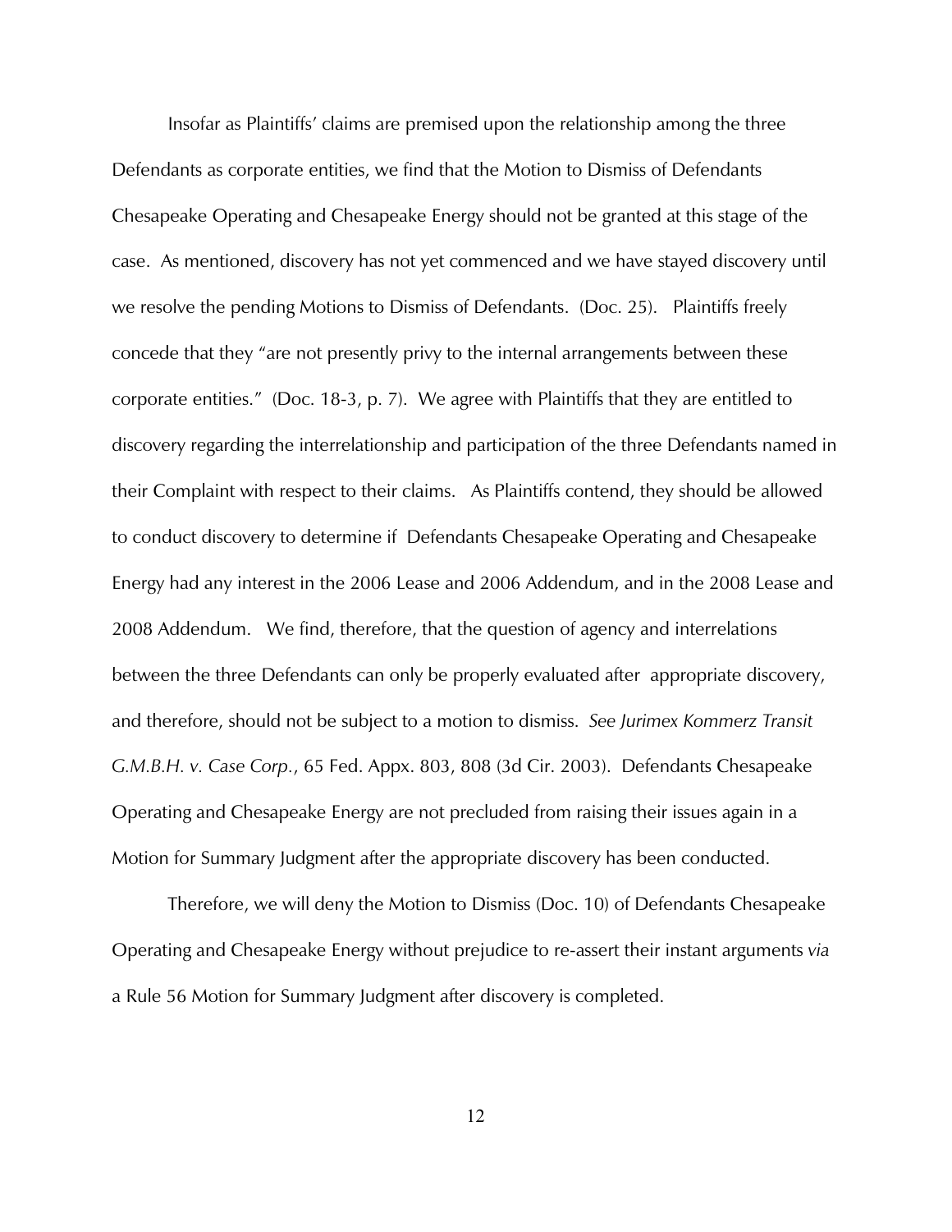Insofar as Plaintiffs' claims are premised upon the relationship among the three Defendants as corporate entities, we find that the Motion to Dismiss of Defendants Chesapeake Operating and Chesapeake Energy should not be granted at this stage of the case. As mentioned, discovery has not yet commenced and we have stayed discovery until we resolve the pending Motions to Dismiss of Defendants. (Doc. 25). Plaintiffs freely concede that they "are not presently privy to the internal arrangements between these corporate entities." (Doc. 18-3, p. 7). We agree with Plaintiffs that they are entitled to discovery regarding the interrelationship and participation of the three Defendants named in their Complaint with respect to their claims. As Plaintiffs contend, they should be allowed to conduct discovery to determine if Defendants Chesapeake Operating and Chesapeake Energy had any interest in the 2006 Lease and 2006 Addendum, and in the 2008 Lease and 2008 Addendum. We find, therefore, that the question of agency and interrelations between the three Defendants can only be properly evaluated after appropriate discovery, and therefore, should not be subject to a motion to dismiss. *See Jurimex Kommerz Transit G.M.B.H. v. Case Corp.*, 65 Fed. Appx. 803, 808 (3d Cir. 2003). Defendants Chesapeake Operating and Chesapeake Energy are not precluded from raising their issues again in a Motion for Summary Judgment after the appropriate discovery has been conducted.

Therefore, we will deny the Motion to Dismiss (Doc. 10) of Defendants Chesapeake Operating and Chesapeake Energy without prejudice to re-assert their instant arguments *via* a Rule 56 Motion for Summary Judgment after discovery is completed.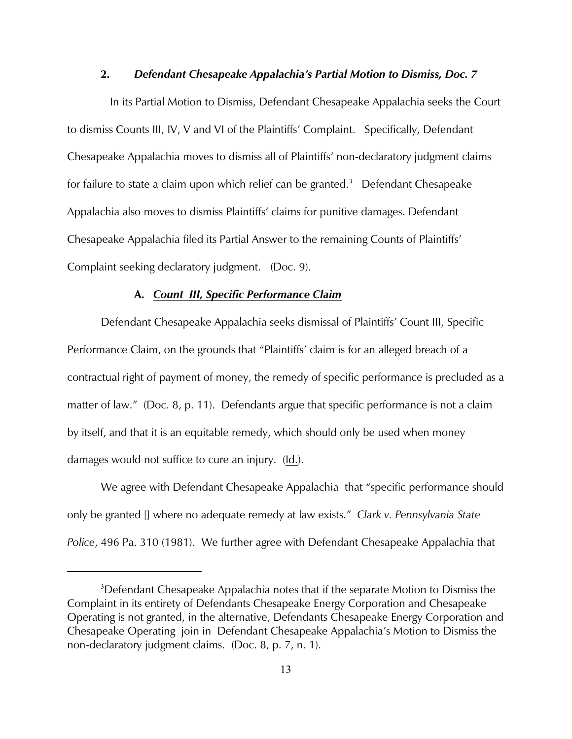## 2. ***Defendant Chesapeake Appalachia's Partial Motion to Dismiss, Doc. 7***

In its Partial Motion to Dismiss, Defendant Chesapeake Appalachia seeks the Court to dismiss Counts III, IV, V and VI of the Plaintiffs' Complaint. Specifically, Defendant Chesapeake Appalachia moves to dismiss all of Plaintiffs' non-declaratory judgment claims for failure to state a claim upon which relief can be granted.[3] Defendant Chesapeake Appalachia also moves to dismiss Plaintiffs' claims for punitive damages. Defendant Chesapeake Appalachia filed its Partial Answer to the remaining Counts of Plaintiffs' Complaint seeking declaratory judgment. (Doc. 9).

### A. ***Count III, Specific Performance Claim***

Defendant Chesapeake Appalachia seeks dismissal of Plaintiffs' Count III, Specific Performance Claim, on the grounds that "Plaintiffs' claim is for an alleged breach of a contractual right of payment of money, the remedy of specific performance is precluded as a matter of law." (Doc. 8, p. 11). Defendants argue that specific performance is not a claim by itself, and that it is an equitable remedy, which should only be used when money damages would not suffice to cure an injury. (Id.).

We agree with Defendant Chesapeake Appalachia that "specific performance should only be granted [] where no adequate remedy at law exists." *Clark v. Pennsylvania State Police*, 496 Pa. 310 (1981). We further agree with Defendant Chesapeake Appalachia that

---

[3]Defendant Chesapeake Appalachia notes that if the separate Motion to Dismiss the Complaint in its entirety of Defendants Chesapeake Energy Corporation and Chesapeake Operating is not granted, in the alternative, Defendants Chesapeake Energy Corporation and Chesapeake Operating join in Defendant Chesapeake Appalachia's Motion to Dismiss the non-declaratory judgment claims. (Doc. 8, p. 7, n. 1).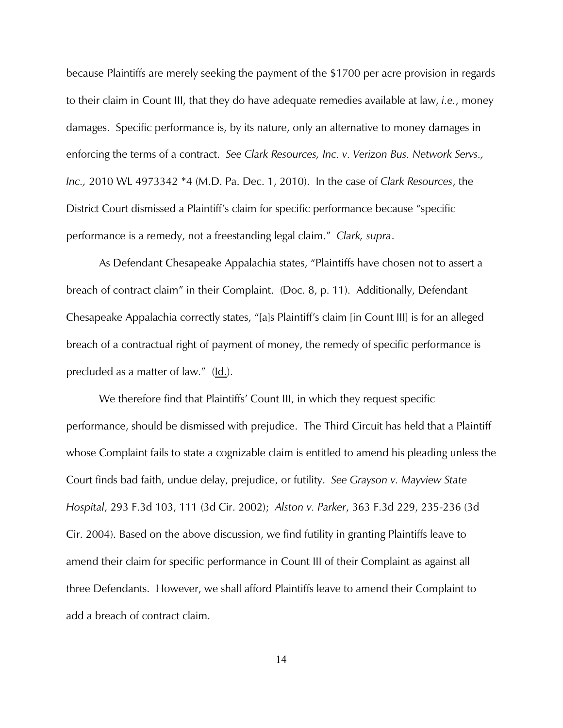because Plaintiffs are merely seeking the payment of the $1700 per acre provision in regards to their claim in Count III, that they do have adequate remedies available at law, *i.e.*, money damages. Specific performance is, by its nature, only an alternative to money damages in enforcing the terms of a contract. *See Clark Resources, Inc. v. Verizon Bus. Network Servs., Inc.,* 2010 WL 4973342 *4 (M.D. Pa. Dec. 1, 2010). In the case of *Clark Resources*, the District Court dismissed a Plaintiff's claim for specific performance because "specific performance is a remedy, not a freestanding legal claim." *Clark, supra*.

As Defendant Chesapeake Appalachia states, "Plaintiffs have chosen not to assert a breach of contract claim" in their Complaint. (Doc. 8, p. 11). Additionally, Defendant Chesapeake Appalachia correctly states, "[a]s Plaintiff's claim [in Count III] is for an alleged breach of a contractual right of payment of money, the remedy of specific performance is precluded as a matter of law." (Id.).

We therefore find that Plaintiffs' Count III, in which they request specific performance, should be dismissed with prejudice. The Third Circuit has held that a Plaintiff whose Complaint fails to state a cognizable claim is entitled to amend his pleading unless the Court finds bad faith, undue delay, prejudice, or futility. *See Grayson v. Mayview State Hospital*, 293 F.3d 103, 111 (3d Cir. 2002); *Alston v. Parker*, 363 F.3d 229, 235-236 (3d Cir. 2004). Based on the above discussion, we find futility in granting Plaintiffs leave to amend their claim for specific performance in Count III of their Complaint as against all three Defendants. However, we shall afford Plaintiffs leave to amend their Complaint to add a breach of contract claim.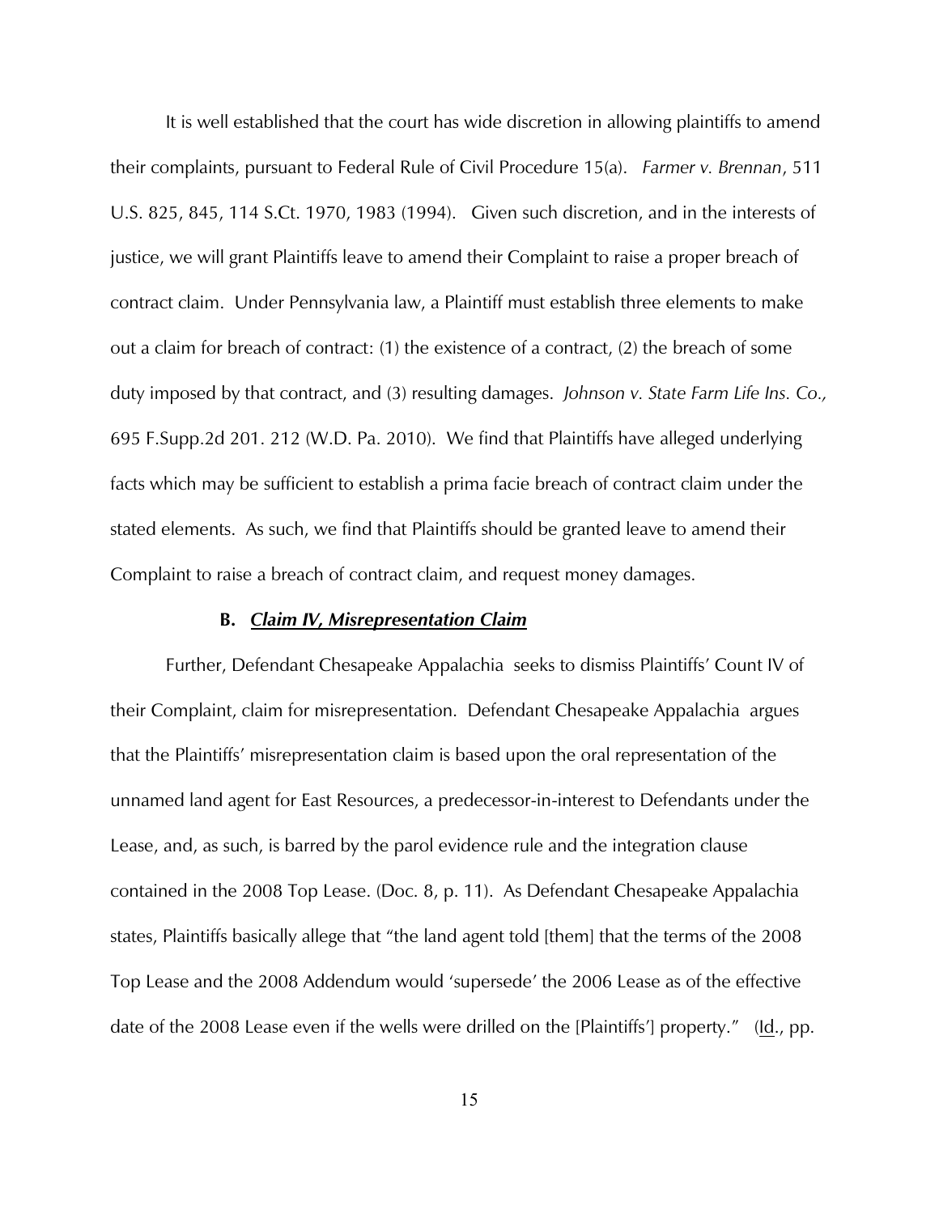It is well established that the court has wide discretion in allowing plaintiffs to amend their complaints, pursuant to Federal Rule of Civil Procedure 15(a). *Farmer v. Brennan*, 511 U.S. 825, 845, 114 S.Ct. 1970, 1983 (1994). Given such discretion, and in the interests of justice, we will grant Plaintiffs leave to amend their Complaint to raise a proper breach of contract claim. Under Pennsylvania law, a Plaintiff must establish three elements to make out a claim for breach of contract: (1) the existence of a contract, (2) the breach of some duty imposed by that contract, and (3) resulting damages. *Johnson v. State Farm Life Ins. Co.,* 695 F.Supp.2d 201. 212 (W.D. Pa. 2010). We find that Plaintiffs have alleged underlying facts which may be sufficient to establish a prima facie breach of contract claim under the stated elements. As such, we find that Plaintiffs should be granted leave to amend their Complaint to raise a breach of contract claim, and request money damages.

### B. ***Claim IV, Misrepresentation Claim***

Further, Defendant Chesapeake Appalachia seeks to dismiss Plaintiffs' Count IV of their Complaint, claim for misrepresentation. Defendant Chesapeake Appalachia argues that the Plaintiffs' misrepresentation claim is based upon the oral representation of the unnamed land agent for East Resources, a predecessor-in-interest to Defendants under the Lease, and, as such, is barred by the parol evidence rule and the integration clause contained in the 2008 Top Lease. (Doc. 8, p. 11). As Defendant Chesapeake Appalachia states, Plaintiffs basically allege that "the land agent told [them] that the terms of the 2008 Top Lease and the 2008 Addendum would 'supersede' the 2006 Lease as of the effective date of the 2008 Lease even if the wells were drilled on the [Plaintiffs'] property." (Id., pp.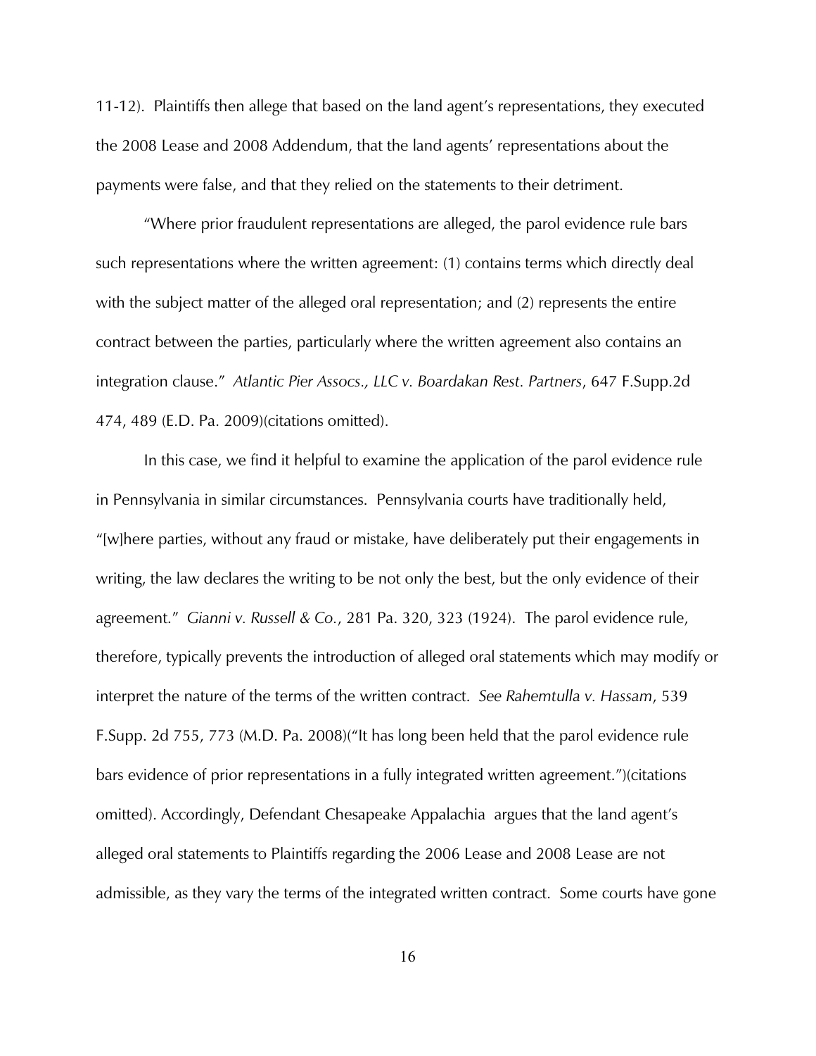11-12). Plaintiffs then allege that based on the land agent's representations, they executed the 2008 Lease and 2008 Addendum, that the land agents' representations about the payments were false, and that they relied on the statements to their detriment.

"Where prior fraudulent representations are alleged, the parol evidence rule bars such representations where the written agreement: (1) contains terms which directly deal with the subject matter of the alleged oral representation; and (2) represents the entire contract between the parties, particularly where the written agreement also contains an integration clause." *Atlantic Pier Assocs., LLC v. Boardakan Rest. Partners*, 647 F.Supp.2d 474, 489 (E.D. Pa. 2009)(citations omitted).

In this case, we find it helpful to examine the application of the parol evidence rule in Pennsylvania in similar circumstances. Pennsylvania courts have traditionally held, "[w]here parties, without any fraud or mistake, have deliberately put their engagements in writing, the law declares the writing to be not only the best, but the only evidence of their agreement." *Gianni v. Russell & Co.*, 281 Pa. 320, 323 (1924). The parol evidence rule, therefore, typically prevents the introduction of alleged oral statements which may modify or interpret the nature of the terms of the written contract. *See Rahemtulla v. Hassam*, 539 F.Supp. 2d 755, 773 (M.D. Pa. 2008)("It has long been held that the parol evidence rule bars evidence of prior representations in a fully integrated written agreement.")(citations omitted). Accordingly, Defendant Chesapeake Appalachia argues that the land agent's alleged oral statements to Plaintiffs regarding the 2006 Lease and 2008 Lease are not admissible, as they vary the terms of the integrated written contract. Some courts have gone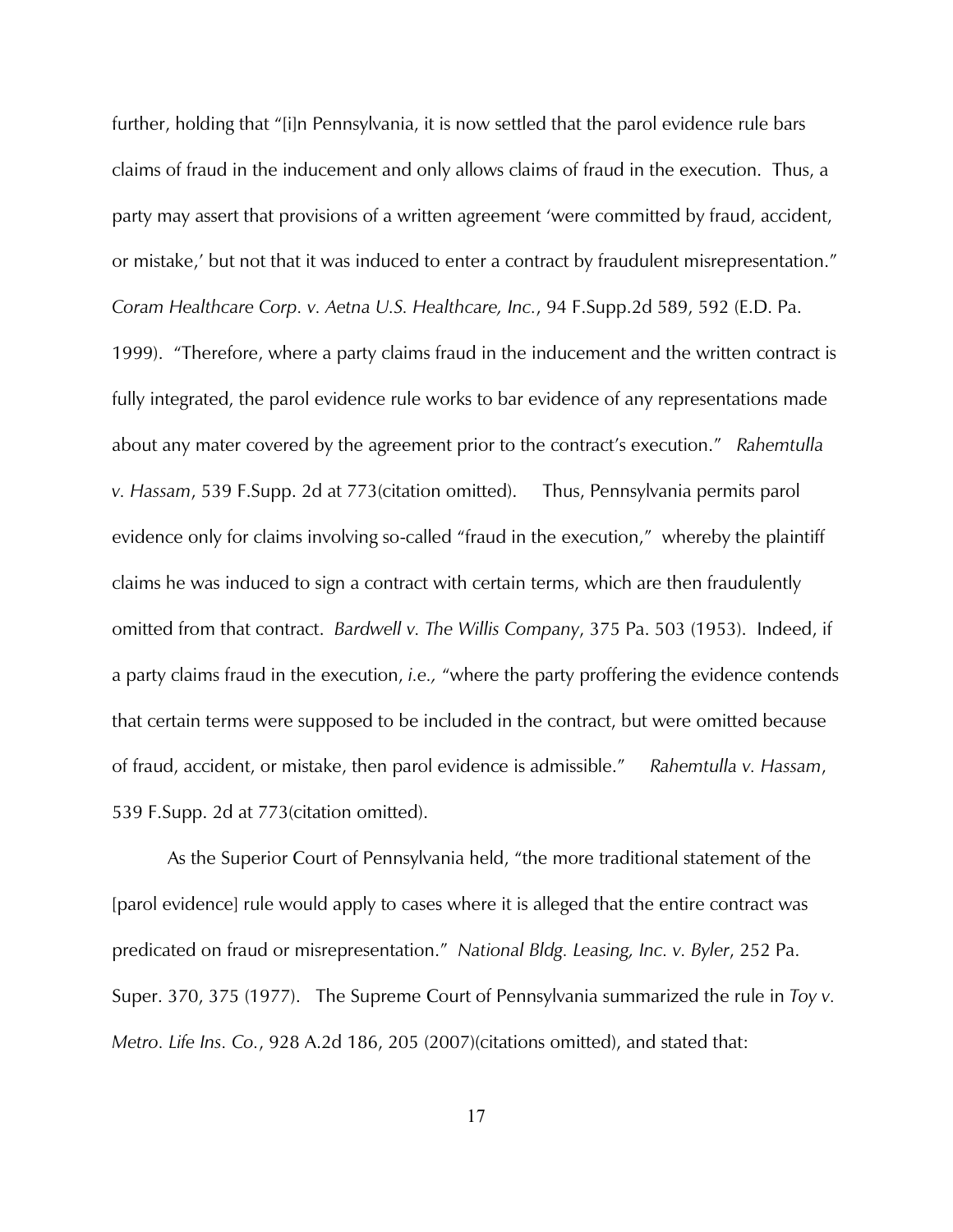further, holding that "[i]n Pennsylvania, it is now settled that the parol evidence rule bars claims of fraud in the inducement and only allows claims of fraud in the execution. Thus, a party may assert that provisions of a written agreement 'were committed by fraud, accident, or mistake,' but not that it was induced to enter a contract by fraudulent misrepresentation." *Coram Healthcare Corp. v. Aetna U.S. Healthcare, Inc.*, 94 F.Supp.2d 589, 592 (E.D. Pa. 1999). "Therefore, where a party claims fraud in the inducement and the written contract is fully integrated, the parol evidence rule works to bar evidence of any representations made about any mater covered by the agreement prior to the contract's execution." *Rahemtulla v. Hassam*, 539 F.Supp. 2d at 773(citation omitted). Thus, Pennsylvania permits parol evidence only for claims involving so-called "fraud in the execution," whereby the plaintiff claims he was induced to sign a contract with certain terms, which are then fraudulently omitted from that contract. *Bardwell v. The Willis Company*, 375 Pa. 503 (1953). Indeed, if a party claims fraud in the execution, *i.e.,* "where the party proffering the evidence contends that certain terms were supposed to be included in the contract, but were omitted because of fraud, accident, or mistake, then parol evidence is admissible." *Rahemtulla v. Hassam*, 539 F.Supp. 2d at 773(citation omitted).

As the Superior Court of Pennsylvania held, "the more traditional statement of the [parol evidence] rule would apply to cases where it is alleged that the entire contract was predicated on fraud or misrepresentation." *National Bldg. Leasing, Inc. v. Byler*, 252 Pa. Super. 370, 375 (1977). The Supreme Court of Pennsylvania summarized the rule in *Toy v. Metro. Life Ins. Co.*, 928 A.2d 186, 205 (2007)(citations omitted), and stated that: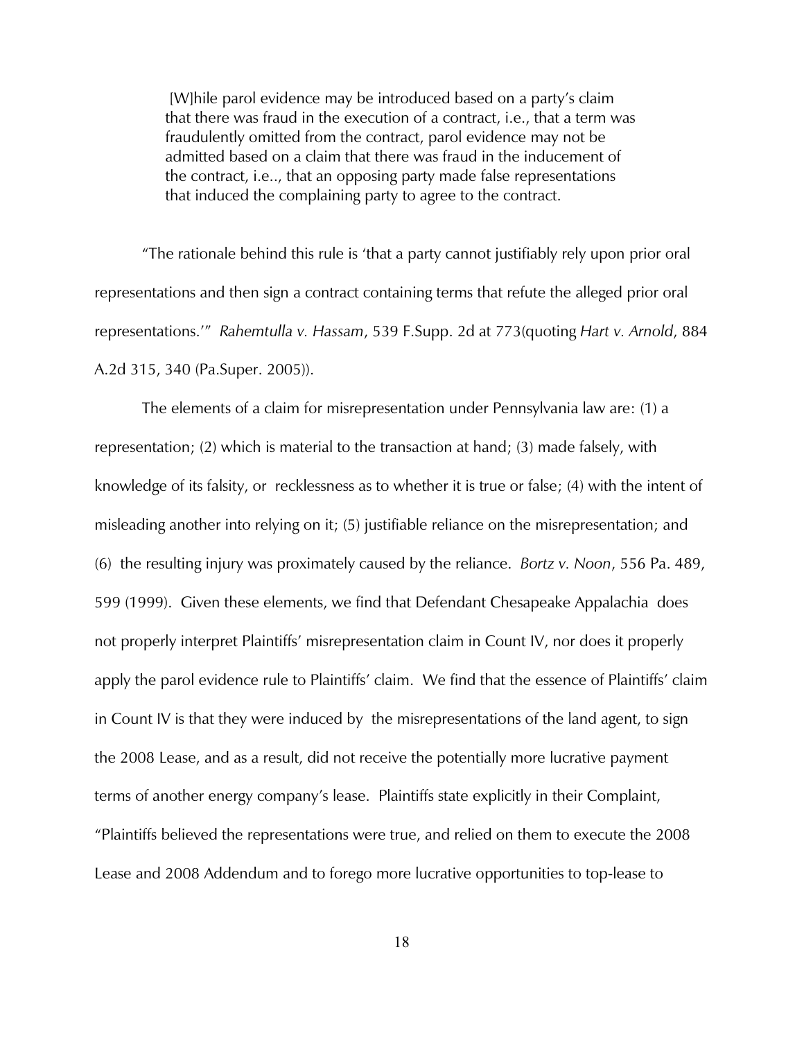> [W]hile parol evidence may be introduced based on a party's claim that there was fraud in the execution of a contract, i.e., that a term was fraudulently omitted from the contract, parol evidence may not be admitted based on a claim that there was fraud in the inducement of the contract, i.e.., that an opposing party made false representations that induced the complaining party to agree to the contract.

"The rationale behind this rule is 'that a party cannot justifiably rely upon prior oral representations and then sign a contract containing terms that refute the alleged prior oral representations.'" *Rahemtulla v. Hassam*, 539 F.Supp. 2d at 773(quoting *Hart v. Arnold*, 884 A.2d 315, 340 (Pa.Super. 2005)).

The elements of a claim for misrepresentation under Pennsylvania law are: (1) a representation; (2) which is material to the transaction at hand; (3) made falsely, with knowledge of its falsity, or recklessness as to whether it is true or false; (4) with the intent of misleading another into relying on it; (5) justifiable reliance on the misrepresentation; and (6) the resulting injury was proximately caused by the reliance. *Bortz v. Noon*, 556 Pa. 489, 599 (1999). Given these elements, we find that Defendant Chesapeake Appalachia does not properly interpret Plaintiffs' misrepresentation claim in Count IV, nor does it properly apply the parol evidence rule to Plaintiffs' claim. We find that the essence of Plaintiffs' claim in Count IV is that they were induced by the misrepresentations of the land agent, to sign the 2008 Lease, and as a result, did not receive the potentially more lucrative payment terms of another energy company's lease. Plaintiffs state explicitly in their Complaint, "Plaintiffs believed the representations were true, and relied on them to execute the 2008 Lease and 2008 Addendum and to forego more lucrative opportunities to top-lease to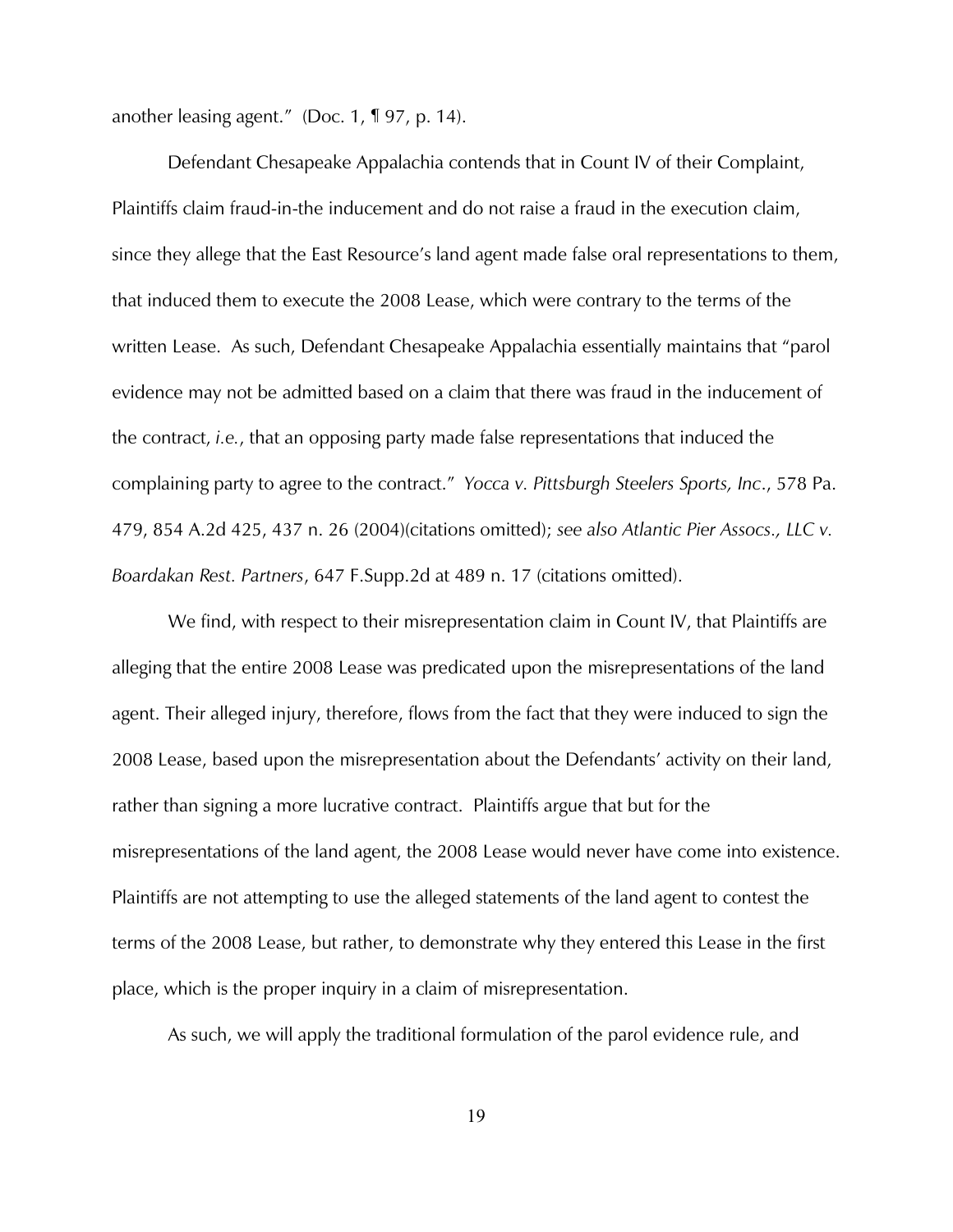another leasing agent." (Doc. 1, ¶ 97, p. 14).

Defendant Chesapeake Appalachia contends that in Count IV of their Complaint, Plaintiffs claim fraud-in-the inducement and do not raise a fraud in the execution claim, since they allege that the East Resource's land agent made false oral representations to them, that induced them to execute the 2008 Lease, which were contrary to the terms of the written Lease. As such, Defendant Chesapeake Appalachia essentially maintains that "parol evidence may not be admitted based on a claim that there was fraud in the inducement of the contract, *i.e.*, that an opposing party made false representations that induced the complaining party to agree to the contract." *Yocca v. Pittsburgh Steelers Sports, Inc.*, 578 Pa. 479, 854 A.2d 425, 437 n. 26 (2004)(citations omitted); *see also Atlantic Pier Assocs., LLC v. Boardakan Rest. Partners*, 647 F.Supp.2d at 489 n. 17 (citations omitted).

We find, with respect to their misrepresentation claim in Count IV, that Plaintiffs are alleging that the entire 2008 Lease was predicated upon the misrepresentations of the land agent. Their alleged injury, therefore, flows from the fact that they were induced to sign the 2008 Lease, based upon the misrepresentation about the Defendants' activity on their land, rather than signing a more lucrative contract. Plaintiffs argue that but for the misrepresentations of the land agent, the 2008 Lease would never have come into existence. Plaintiffs are not attempting to use the alleged statements of the land agent to contest the terms of the 2008 Lease, but rather, to demonstrate why they entered this Lease in the first place, which is the proper inquiry in a claim of misrepresentation.

As such, we will apply the traditional formulation of the parol evidence rule, and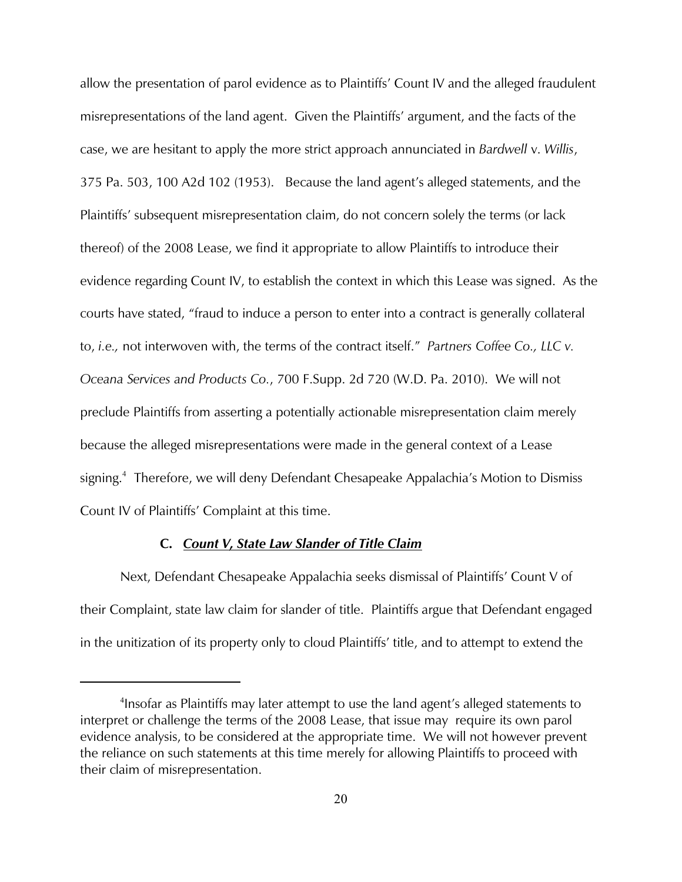allow the presentation of parol evidence as to Plaintiffs' Count IV and the alleged fraudulent misrepresentations of the land agent. Given the Plaintiffs' argument, and the facts of the case, we are hesitant to apply the more strict approach annunciated in *Bardwell* v. *Willis*, 375 Pa. 503, 100 A2d 102 (1953). Because the land agent's alleged statements, and the Plaintiffs' subsequent misrepresentation claim, do not concern solely the terms (or lack thereof) of the 2008 Lease, we find it appropriate to allow Plaintiffs to introduce their evidence regarding Count IV, to establish the context in which this Lease was signed. As the courts have stated, "fraud to induce a person to enter into a contract is generally collateral to, *i.e.,* not interwoven with, the terms of the contract itself." *Partners Coffee Co., LLC v. Oceana Services and Products Co.*, 700 F.Supp. 2d 720 (W.D. Pa. 2010). We will not preclude Plaintiffs from asserting a potentially actionable misrepresentation claim merely because the alleged misrepresentations were made in the general context of a Lease signing.[4] Therefore, we will deny Defendant Chesapeake Appalachia's Motion to Dismiss Count IV of Plaintiffs' Complaint at this time.

### C. *Count V, State Law Slander of Title Claim*

Next, Defendant Chesapeake Appalachia seeks dismissal of Plaintiffs' Count V of their Complaint, state law claim for slander of title. Plaintiffs argue that Defendant engaged in the unitization of its property only to cloud Plaintiffs' title, and to attempt to extend the

---

[4]Insofar as Plaintiffs may later attempt to use the land agent's alleged statements to interpret or challenge the terms of the 2008 Lease, that issue may require its own parol evidence analysis, to be considered at the appropriate time. We will not however prevent the reliance on such statements at this time merely for allowing Plaintiffs to proceed with their claim of misrepresentation.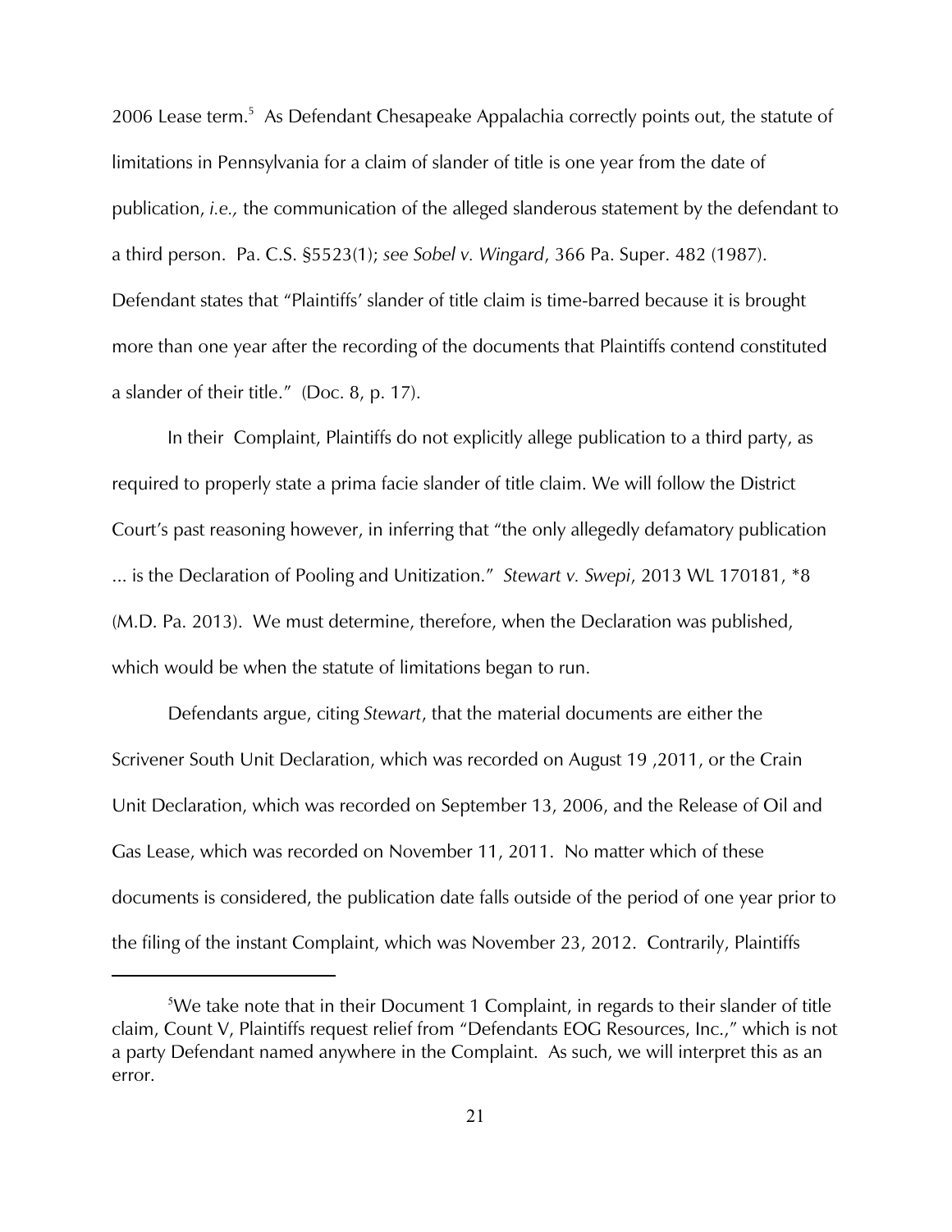2006 Lease term.[5] As Defendant Chesapeake Appalachia correctly points out, the statute of limitations in Pennsylvania for a claim of slander of title is one year from the date of publication, *i.e.,* the communication of the alleged slanderous statement by the defendant to a third person. Pa. C.S. §5523(1); *see Sobel v. Wingard*, 366 Pa. Super. 482 (1987). Defendant states that "Plaintiffs' slander of title claim is time-barred because it is brought more than one year after the recording of the documents that Plaintiffs contend constituted a slander of their title." (Doc. 8, p. 17).

In their Complaint, Plaintiffs do not explicitly allege publication to a third party, as required to properly state a prima facie slander of title claim. We will follow the District Court's past reasoning however, in inferring that "the only allegedly defamatory publication ... is the Declaration of Pooling and Unitization." *Stewart v. Swepi*, 2013 WL 170181, *8 (M.D. Pa. 2013). We must determine, therefore, when the Declaration was published, which would be when the statute of limitations began to run.

Defendants argue, citing *Stewart*, that the material documents are either the Scrivener South Unit Declaration, which was recorded on August 19 ,2011, or the Crain Unit Declaration, which was recorded on September 13, 2006, and the Release of Oil and Gas Lease, which was recorded on November 11, 2011. No matter which of these documents is considered, the publication date falls outside of the period of one year prior to the filing of the instant Complaint, which was November 23, 2012. Contrarily, Plaintiffs

[5]We take note that in their Document 1 Complaint, in regards to their slander of title claim, Count V, Plaintiffs request relief from "Defendants EOG Resources, Inc.," which is not a party Defendant named anywhere in the Complaint. As such, we will interpret this as an error.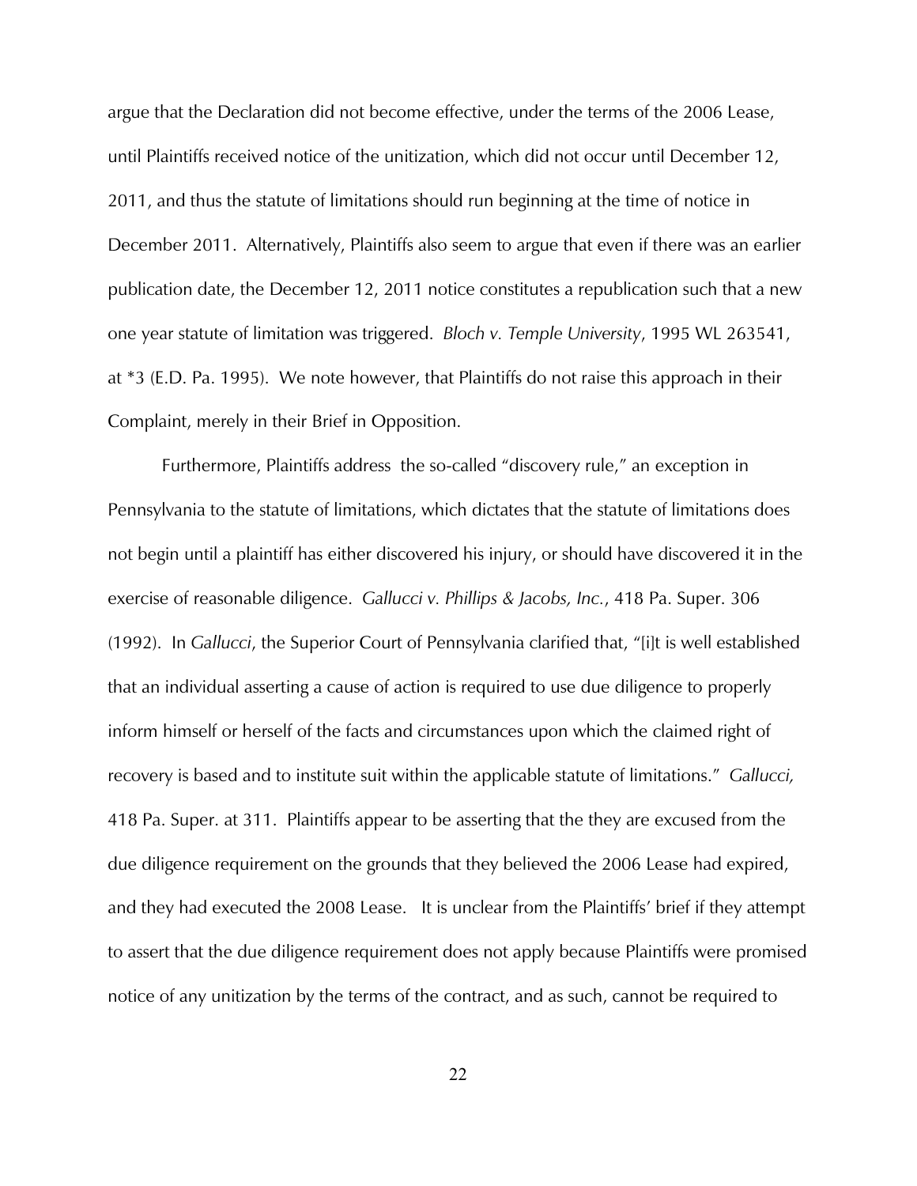argue that the Declaration did not become effective, under the terms of the 2006 Lease, until Plaintiffs received notice of the unitization, which did not occur until December 12, 2011, and thus the statute of limitations should run beginning at the time of notice in December 2011. Alternatively, Plaintiffs also seem to argue that even if there was an earlier publication date, the December 12, 2011 notice constitutes a republication such that a new one year statute of limitation was triggered. *Bloch v. Temple University*, 1995 WL 263541, at *3 (E.D. Pa. 1995). We note however, that Plaintiffs do not raise this approach in their Complaint, merely in their Brief in Opposition.

Furthermore, Plaintiffs address the so-called "discovery rule," an exception in Pennsylvania to the statute of limitations, which dictates that the statute of limitations does not begin until a plaintiff has either discovered his injury, or should have discovered it in the exercise of reasonable diligence. *Gallucci v. Phillips & Jacobs, Inc.*, 418 Pa. Super. 306 (1992). In *Gallucci*, the Superior Court of Pennsylvania clarified that, "[i]t is well established that an individual asserting a cause of action is required to use due diligence to properly inform himself or herself of the facts and circumstances upon which the claimed right of recovery is based and to institute suit within the applicable statute of limitations." *Gallucci,* 418 Pa. Super. at 311. Plaintiffs appear to be asserting that the they are excused from the due diligence requirement on the grounds that they believed the 2006 Lease had expired, and they had executed the 2008 Lease. It is unclear from the Plaintiffs' brief if they attempt to assert that the due diligence requirement does not apply because Plaintiffs were promised notice of any unitization by the terms of the contract, and as such, cannot be required to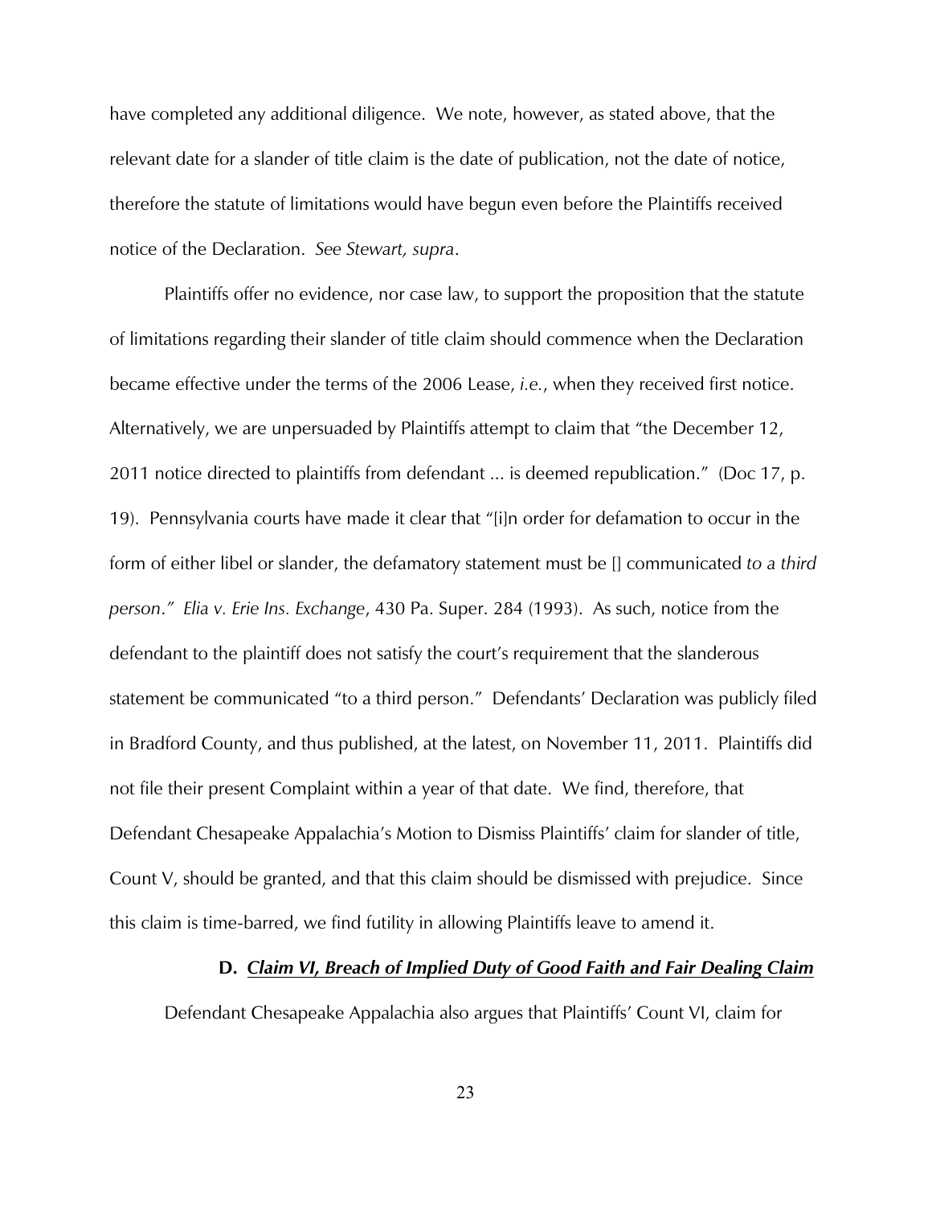have completed any additional diligence. We note, however, as stated above, that the relevant date for a slander of title claim is the date of publication, not the date of notice, therefore the statute of limitations would have begun even before the Plaintiffs received notice of the Declaration. *See Stewart, supra*.

Plaintiffs offer no evidence, nor case law, to support the proposition that the statute of limitations regarding their slander of title claim should commence when the Declaration became effective under the terms of the 2006 Lease, *i.e.*, when they received first notice. Alternatively, we are unpersuaded by Plaintiffs attempt to claim that "the December 12, 2011 notice directed to plaintiffs from defendant ... is deemed republication." (Doc 17, p. 19). Pennsylvania courts have made it clear that "[i]n order for defamation to occur in the form of either libel or slander, the defamatory statement must be [] communicated *to a third person*." *Elia v. Erie Ins. Exchange*, 430 Pa. Super. 284 (1993). As such, notice from the defendant to the plaintiff does not satisfy the court's requirement that the slanderous statement be communicated "to a third person." Defendants' Declaration was publicly filed in Bradford County, and thus published, at the latest, on November 11, 2011. Plaintiffs did not file their present Complaint within a year of that date. We find, therefore, that Defendant Chesapeake Appalachia's Motion to Dismiss Plaintiffs' claim for slander of title, Count V, should be granted, and that this claim should be dismissed with prejudice. Since this claim is time-barred, we find futility in allowing Plaintiffs leave to amend it.

### D. ***Claim VI, Breach of Implied Duty of Good Faith and Fair Dealing Claim***

Defendant Chesapeake Appalachia also argues that Plaintiffs' Count VI, claim for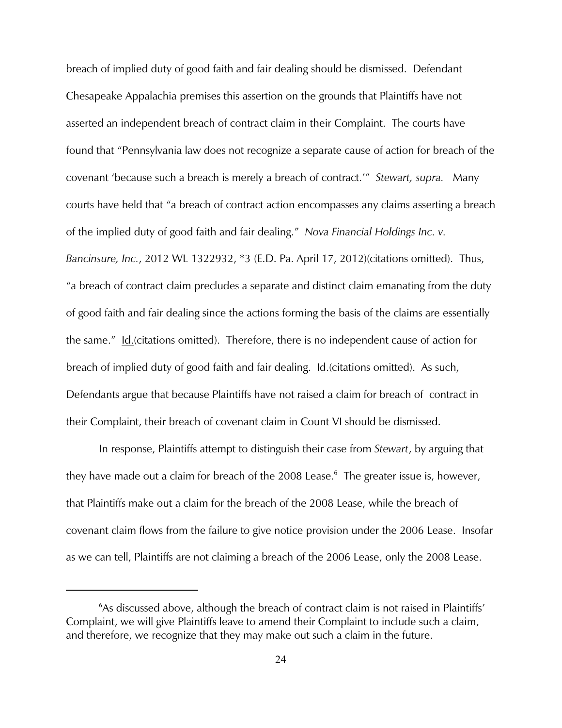breach of implied duty of good faith and fair dealing should be dismissed. Defendant Chesapeake Appalachia premises this assertion on the grounds that Plaintiffs have not asserted an independent breach of contract claim in their Complaint. The courts have found that "Pennsylvania law does not recognize a separate cause of action for breach of the covenant 'because such a breach is merely a breach of contract.'" *Stewart, supra.* Many courts have held that "a breach of contract action encompasses any claims asserting a breach of the implied duty of good faith and fair dealing." *Nova Financial Holdings Inc. v. Bancinsure, Inc.*, 2012 WL 1322932, *3 (E.D. Pa. April 17, 2012)(citations omitted). Thus, "a breach of contract claim precludes a separate and distinct claim emanating from the duty of good faith and fair dealing since the actions forming the basis of the claims are essentially the same." Id.(citations omitted). Therefore, there is no independent cause of action for breach of implied duty of good faith and fair dealing. Id.(citations omitted). As such, Defendants argue that because Plaintiffs have not raised a claim for breach of contract in their Complaint, their breach of covenant claim in Count VI should be dismissed.

In response, Plaintiffs attempt to distinguish their case from *Stewart*, by arguing that they have made out a claim for breach of the 2008 Lease.[6] The greater issue is, however, that Plaintiffs make out a claim for the breach of the 2008 Lease, while the breach of covenant claim flows from the failure to give notice provision under the 2006 Lease. Insofar as we can tell, Plaintiffs are not claiming a breach of the 2006 Lease, only the 2008 Lease.

[6]As discussed above, although the breach of contract claim is not raised in Plaintiffs' Complaint, we will give Plaintiffs leave to amend their Complaint to include such a claim, and therefore, we recognize that they may make out such a claim in the future.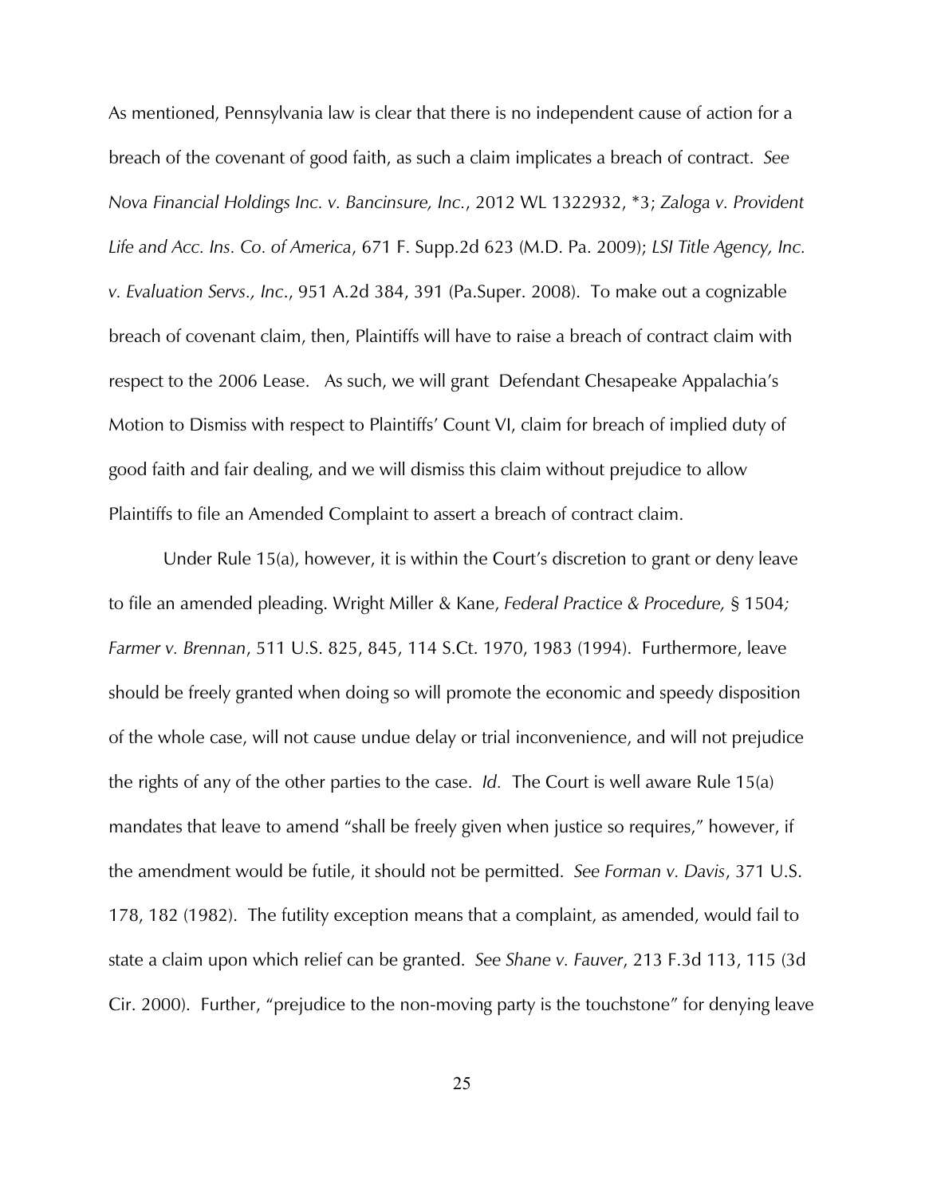As mentioned, Pennsylvania law is clear that there is no independent cause of action for a breach of the covenant of good faith, as such a claim implicates a breach of contract. *See Nova Financial Holdings Inc. v. Bancinsure, Inc.*, 2012 WL 1322932, *3; *Zaloga v. Provident Life and Acc. Ins. Co. of America*, 671 F. Supp.2d 623 (M.D. Pa. 2009); *LSI Title Agency, Inc. v. Evaluation Servs., Inc.*, 951 A.2d 384, 391 (Pa.Super. 2008). To make out a cognizable breach of covenant claim, then, Plaintiffs will have to raise a breach of contract claim with respect to the 2006 Lease. As such, we will grant Defendant Chesapeake Appalachia's Motion to Dismiss with respect to Plaintiffs' Count VI, claim for breach of implied duty of good faith and fair dealing, and we will dismiss this claim without prejudice to allow Plaintiffs to file an Amended Complaint to assert a breach of contract claim.

Under Rule 15(a), however, it is within the Court's discretion to grant or deny leave to file an amended pleading. Wright Miller & Kane, *Federal Practice & Procedure,* § 1504*; Farmer v. Brennan*, 511 U.S. 825, 845, 114 S.Ct. 1970, 1983 (1994). Furthermore, leave should be freely granted when doing so will promote the economic and speedy disposition of the whole case, will not cause undue delay or trial inconvenience, and will not prejudice the rights of any of the other parties to the case. *Id.* The Court is well aware Rule 15(a) mandates that leave to amend "shall be freely given when justice so requires," however, if the amendment would be futile, it should not be permitted. *See Forman v. Davis*, 371 U.S. 178, 182 (1982). The futility exception means that a complaint, as amended, would fail to state a claim upon which relief can be granted. *See Shane v. Fauver*, 213 F.3d 113, 115 (3d Cir. 2000). Further, "prejudice to the non-moving party is the touchstone" for denying leave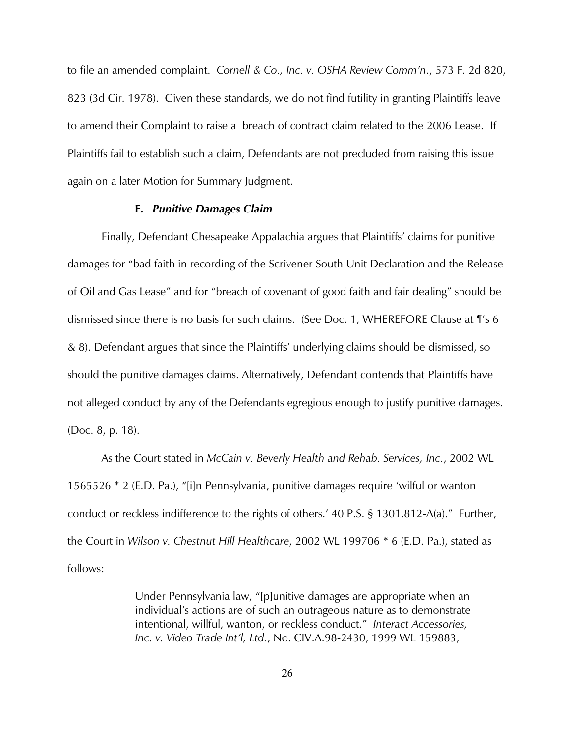to file an amended complaint. *Cornell & Co., Inc. v. OSHA Review Comm'n*., 573 F. 2d 820, 823 (3d Cir. 1978). Given these standards, we do not find futility in granting Plaintiffs leave to amend their Complaint to raise a breach of contract claim related to the 2006 Lease. If Plaintiffs fail to establish such a claim, Defendants are not precluded from raising this issue again on a later Motion for Summary Judgment.

**E. *Punitive Damages Claim***

Finally, Defendant Chesapeake Appalachia argues that Plaintiffs' claims for punitive damages for "bad faith in recording of the Scrivener South Unit Declaration and the Release of Oil and Gas Lease" and for "breach of covenant of good faith and fair dealing" should be dismissed since there is no basis for such claims. (See Doc. 1, WHEREFORE Clause at ¶'s 6 & 8). Defendant argues that since the Plaintiffs' underlying claims should be dismissed, so should the punitive damages claims. Alternatively, Defendant contends that Plaintiffs have not alleged conduct by any of the Defendants egregious enough to justify punitive damages. (Doc. 8, p. 18).

As the Court stated in *McCain v. Beverly Health and Rehab. Services, Inc.*, 2002 WL 1565526 * 2 (E.D. Pa.), "[i]n Pennsylvania, punitive damages require 'wilful or wanton conduct or reckless indifference to the rights of others.' 40 P.S. § 1301.812-A(a)." Further, the Court in *Wilson v. Chestnut Hill Healthcare*, 2002 WL 199706 * 6 (E.D. Pa.), stated as follows:

> Under Pennsylvania law, "[p]unitive damages are appropriate when an individual's actions are of such an outrageous nature as to demonstrate intentional, willful, wanton, or reckless conduct." *Interact Accessories, Inc. v. Video Trade Int'l, Ltd.*, No. CIV.A.98-2430, 1999 WL 159883,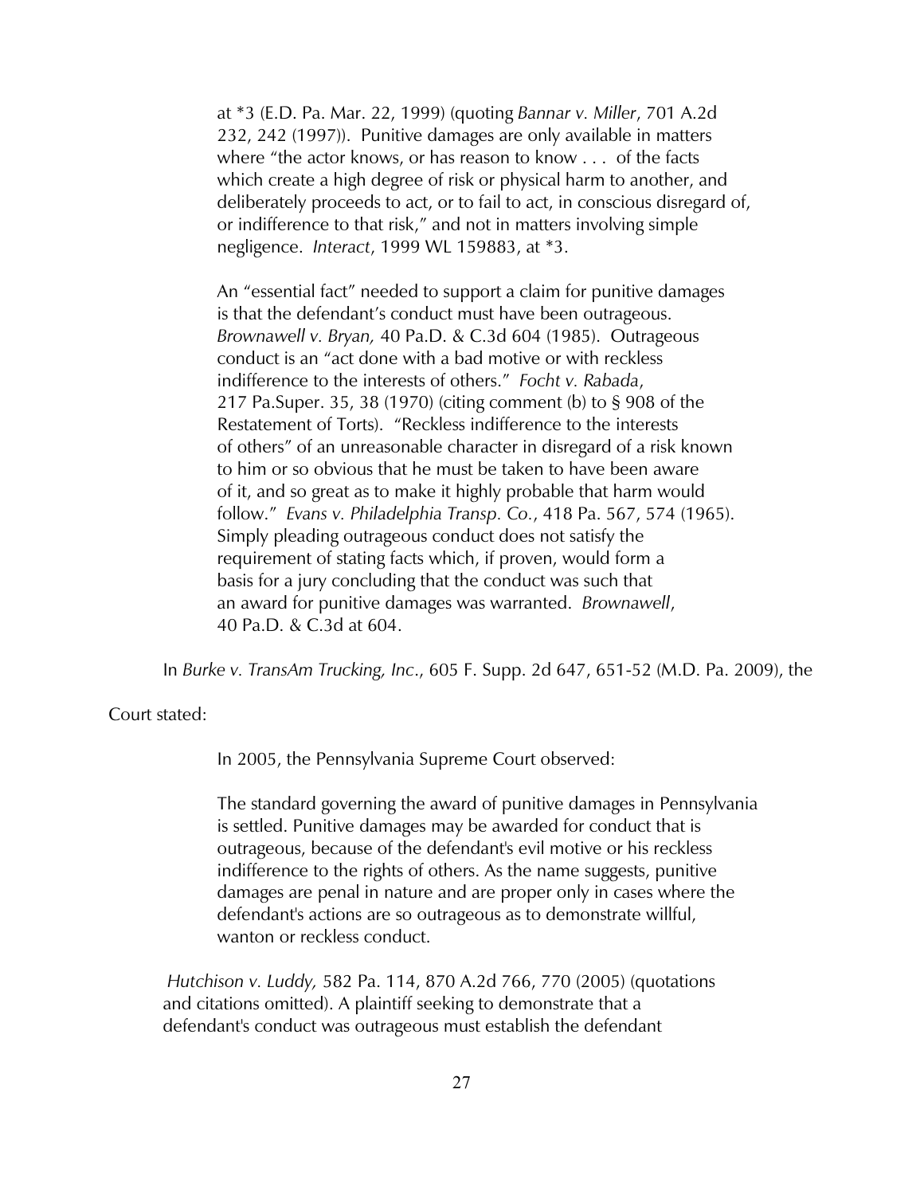> at *3 (E.D. Pa. Mar. 22, 1999) (quoting *Bannar v. Miller*, 701 A.2d 232, 242 (1997)). Punitive damages are only available in matters where "the actor knows, or has reason to know . . . of the facts which create a high degree of risk or physical harm to another, and deliberately proceeds to act, or to fail to act, in conscious disregard of, or indifference to that risk," and not in matters involving simple negligence. *Interact*, 1999 WL 159883, at *3.
>
> An "essential fact" needed to support a claim for punitive damages is that the defendant's conduct must have been outrageous. *Brownawell v. Bryan,* 40 Pa.D. & C.3d 604 (1985). Outrageous conduct is an "act done with a bad motive or with reckless indifference to the interests of others." *Focht v. Rabada*, 217 Pa.Super. 35, 38 (1970) (citing comment (b) to § 908 of the Restatement of Torts). "Reckless indifference to the interests of others" of an unreasonable character in disregard of a risk known to him or so obvious that he must be taken to have been aware of it, and so great as to make it highly probable that harm would follow." *Evans v. Philadelphia Transp. Co.*, 418 Pa. 567, 574 (1965). Simply pleading outrageous conduct does not satisfy the requirement of stating facts which, if proven, would form a basis for a jury concluding that the conduct was such that an award for punitive damages was warranted. *Brownawell*, 40 Pa.D. & C.3d at 604.

In *Burke v. TransAm Trucking, Inc*., 605 F. Supp. 2d 647, 651-52 (M.D. Pa. 2009), the Court stated:

> In 2005, the Pennsylvania Supreme Court observed:
>
> > The standard governing the award of punitive damages in Pennsylvania is settled. Punitive damages may be awarded for conduct that is outrageous, because of the defendant's evil motive or his reckless indifference to the rights of others. As the name suggests, punitive damages are penal in nature and are proper only in cases where the defendant's actions are so outrageous as to demonstrate willful, wanton or reckless conduct.
>
> *Hutchison v. Luddy,* 582 Pa. 114, 870 A.2d 766, 770 (2005) (quotations and citations omitted). A plaintiff seeking to demonstrate that a defendant's conduct was outrageous must establish the defendant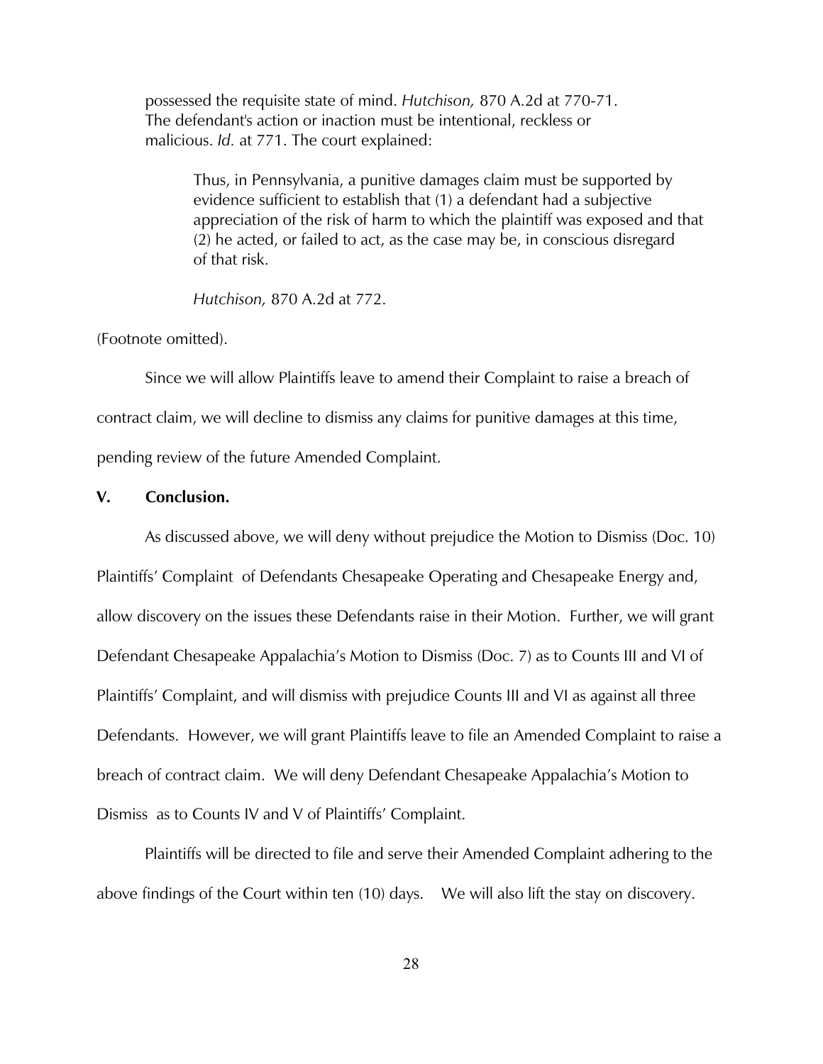> possessed the requisite state of mind. *Hutchison,* 870 A.2d at 770-71. The defendant's action or inaction must be intentional, reckless or malicious. *Id.* at 771. The court explained:
>
> > Thus, in Pennsylvania, a punitive damages claim must be supported by evidence sufficient to establish that (1) a defendant had a subjective appreciation of the risk of harm to which the plaintiff was exposed and that (2) he acted, or failed to act, as the case may be, in conscious disregard of that risk.
> >
> > *Hutchison,* 870 A.2d at 772.

(Footnote omitted).

Since we will allow Plaintiffs leave to amend their Complaint to raise a breach of contract claim, we will decline to dismiss any claims for punitive damages at this time, pending review of the future Amended Complaint.

## V. Conclusion.

As discussed above, we will deny without prejudice the Motion to Dismiss (Doc. 10) Plaintiffs' Complaint of Defendants Chesapeake Operating and Chesapeake Energy and, allow discovery on the issues these Defendants raise in their Motion. Further, we will grant Defendant Chesapeake Appalachia's Motion to Dismiss (Doc. 7) as to Counts III and VI of Plaintiffs' Complaint, and will dismiss with prejudice Counts III and VI as against all three Defendants. However, we will grant Plaintiffs leave to file an Amended Complaint to raise a breach of contract claim. We will deny Defendant Chesapeake Appalachia's Motion to Dismiss as to Counts IV and V of Plaintiffs' Complaint.

Plaintiffs will be directed to file and serve their Amended Complaint adhering to the above findings of the Court within ten (10) days. We will also lift the stay on discovery.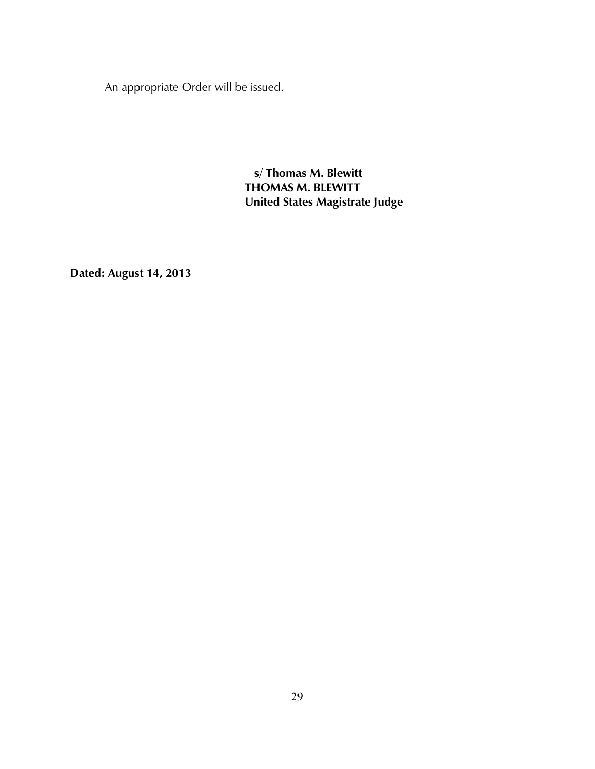An appropriate Order will be issued.

**s/ Thomas M. Blewitt**
**THOMAS M. BLEWITT**
**United States Magistrate Judge**

**Dated: August 14, 2013**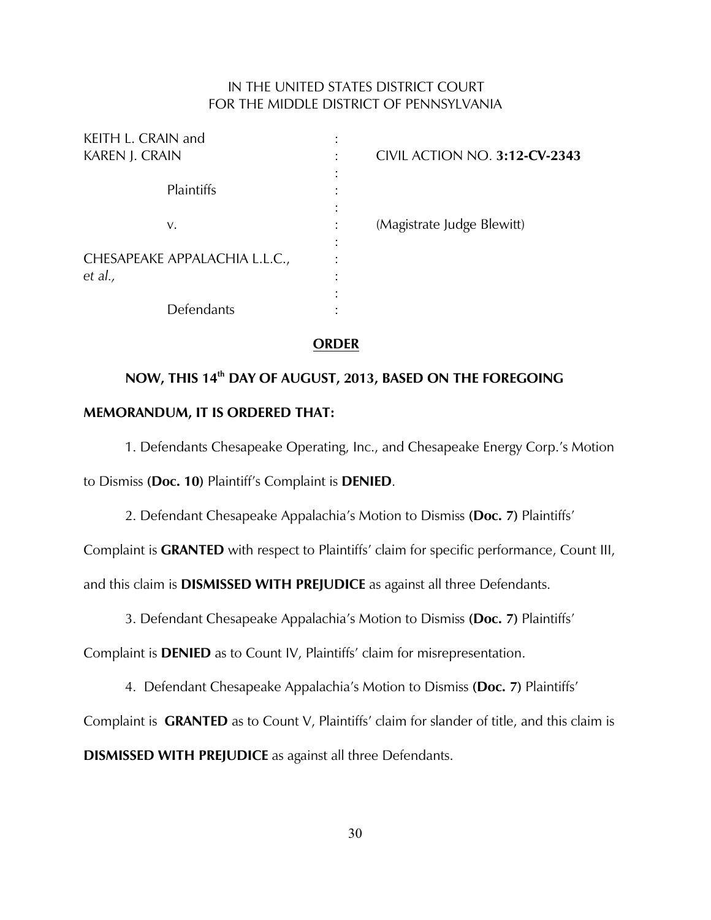IN THE UNITED STATES DISTRICT COURT
FOR THE MIDDLE DISTRICT OF PENNSYLVANIA

| | | |
|---|---|---|
| KEITH L. CRAIN and KAREN J. CRAIN | : | CIVIL ACTION NO. **3:12-CV-2343** |
| Plaintiffs | : | |
| v. | : | (Magistrate Judge Blewitt) |
| CHESAPEAKE APPALACHIA L.L.C., *et al.,* | : | |
| Defendants | : | |

## ORDER

**NOW, THIS 14th DAY OF AUGUST, 2013, BASED ON THE FOREGOING MEMORANDUM, IT IS ORDERED THAT:**

1. Defendants Chesapeake Operating, Inc., and Chesapeake Energy Corp.'s Motion to Dismiss **(Doc. 10)** Plaintiff's Complaint is **DENIED**.

2. Defendant Chesapeake Appalachia's Motion to Dismiss **(Doc. 7)** Plaintiffs' Complaint is **GRANTED** with respect to Plaintiffs' claim for specific performance, Count III, and this claim is **DISMISSED WITH PREJUDICE** as against all three Defendants.

3. Defendant Chesapeake Appalachia's Motion to Dismiss **(Doc. 7)** Plaintiffs' Complaint is **DENIED** as to Count IV, Plaintiffs' claim for misrepresentation.

4. Defendant Chesapeake Appalachia's Motion to Dismiss **(Doc. 7)** Plaintiffs' Complaint is **GRANTED** as to Count V, Plaintiffs' claim for slander of title, and this claim is **DISMISSED WITH PREJUDICE** as against all three Defendants.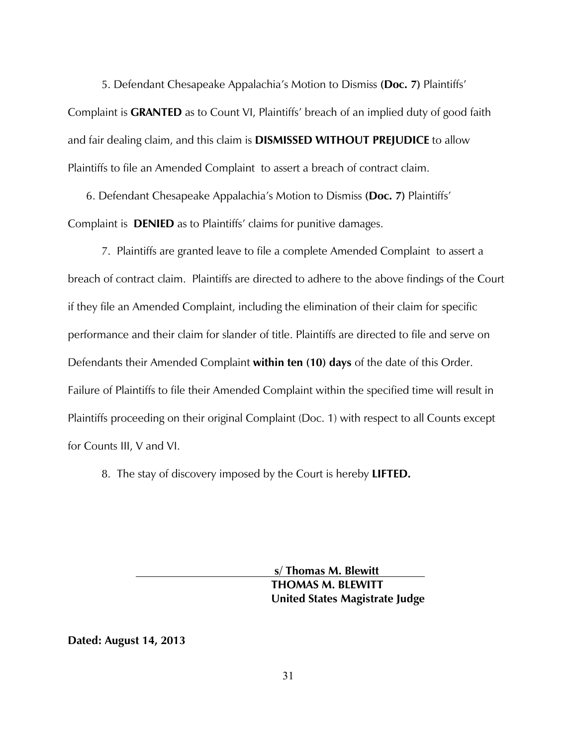5. Defendant Chesapeake Appalachia's Motion to Dismiss **(Doc. 7)** Plaintiffs' Complaint is **GRANTED** as to Count VI, Plaintiffs' breach of an implied duty of good faith and fair dealing claim, and this claim is **DISMISSED WITHOUT PREJUDICE** to allow Plaintiffs to file an Amended Complaint to assert a breach of contract claim.

6. Defendant Chesapeake Appalachia's Motion to Dismiss **(Doc. 7)** Plaintiffs' Complaint is **DENIED** as to Plaintiffs' claims for punitive damages.

7. Plaintiffs are granted leave to file a complete Amended Complaint to assert a breach of contract claim. Plaintiffs are directed to adhere to the above findings of the Court if they file an Amended Complaint, including the elimination of their claim for specific performance and their claim for slander of title. Plaintiffs are directed to file and serve on Defendants their Amended Complaint **within ten (10) days** of the date of this Order. Failure of Plaintiffs to file their Amended Complaint within the specified time will result in Plaintiffs proceeding on their original Complaint (Doc. 1) with respect to all Counts except for Counts III, V and VI.

8. The stay of discovery imposed by the Court is hereby **LIFTED.**

**s/ Thomas M. Blewitt**
**THOMAS M. BLEWITT**
**United States Magistrate Judge**

**Dated: August 14, 2013**